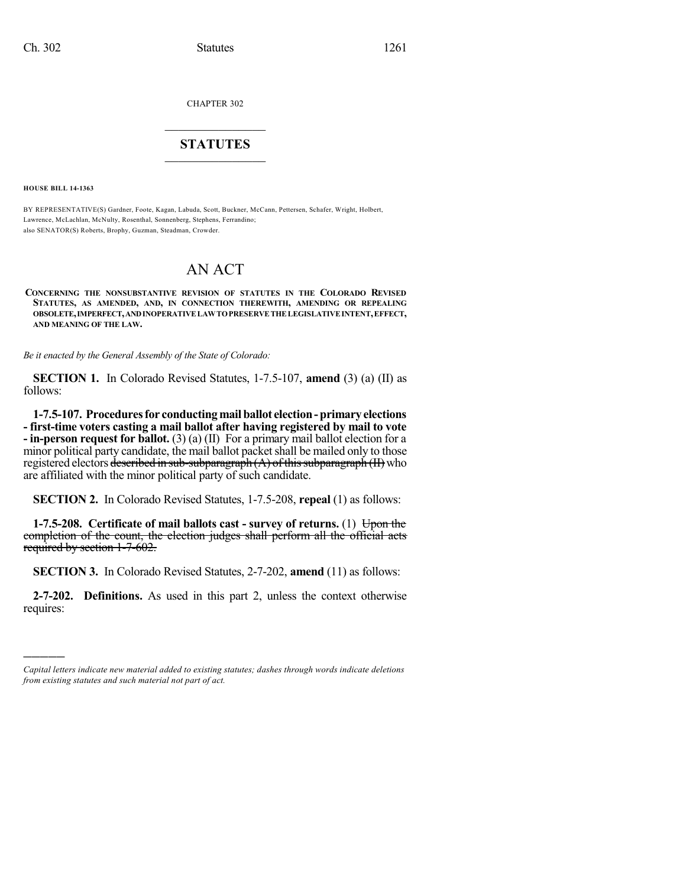CHAPTER 302

## STATUTES

**HOUSE BILL 14-1363**

BY REPRESENTATIVE(S) Gardner, Foote, Kagan, Labuda, Scott, Buckner, McCann, Pettersen, Schafer, Wright, Holbert, Lawrence, McLachlan, McNulty, Rosenthal, Sonnenberg, Stephens, Ferrandino;
also SENATOR(S) Roberts, Brophy, Guzman, Steadman, Crowder.

# AN ACT

**CONCERNING THE NONSUBSTANTIVE REVISION OF STATUTES IN THE COLORADO REVISED STATUTES, AS AMENDED, AND, IN CONNECTION THEREWITH, AMENDING OR REPEALING OBSOLETE, IMPERFECT, AND INOPERATIVE LAW TO PRESERVE THE LEGISLATIVE INTENT, EFFECT, AND MEANING OF THE LAW.**

*Be it enacted by the General Assembly of the State of Colorado:*

**SECTION 1.** In Colorado Revised Statutes, 1-7.5-107, **amend** (3) (a) (II) as follows:

**1-7.5-107. Procedures for conducting mail ballot election - primary elections - first-time voters casting a mail ballot after having registered by mail to vote - in-person request for ballot.** (3) (a) (II) For a primary mail ballot election for a minor political party candidate, the mail ballot packet shall be mailed only to those registered electors ~~described in sub-subparagraph (A) of this subparagraph (II)~~ who are affiliated with the minor political party of such candidate.

**SECTION 2.** In Colorado Revised Statutes, 1-7.5-208, **repeal** (1) as follows:

**1-7.5-208. Certificate of mail ballots cast - survey of returns.** (1) ~~Upon the completion of the count, the election judges shall perform all the official acts required by section 1-7-602.~~

**SECTION 3.** In Colorado Revised Statutes, 2-7-202, **amend** (11) as follows:

**2-7-202. Definitions.** As used in this part 2, unless the context otherwise requires:

---

*Capital letters indicate new material added to existing statutes; dashes through words indicate deletions from existing statutes and such material not part of act.*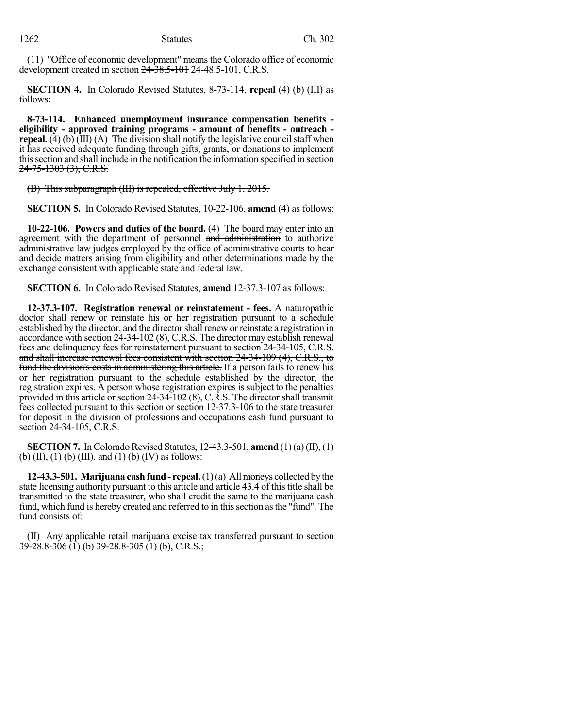(11) "Office of economic development" means the Colorado office of economic development created in section ~~24-38.5-101~~ 24-48.5-101, C.R.S.

**SECTION 4.** In Colorado Revised Statutes, 8-73-114, **repeal** (4) (b) (III) as follows:

**8-73-114. Enhanced unemployment insurance compensation benefits - eligibility - approved training programs - amount of benefits - outreach - repeal.** (4) (b) (III) ~~(A) The division shall notify the legislative council staff when it has received adequate funding through gifts, grants, or donations to implement this section and shall include in the notification the information specified in section 24-75-1303 (3), C.R.S.~~

~~(B) This subparagraph (III) is repealed, effective July 1, 2015.~~

**SECTION 5.** In Colorado Revised Statutes, 10-22-106, **amend** (4) as follows:

**10-22-106. Powers and duties of the board.** (4) The board may enter into an agreement with the department of personnel ~~and administration~~ to authorize administrative law judges employed by the office of administrative courts to hear and decide matters arising from eligibility and other determinations made by the exchange consistent with applicable state and federal law.

**SECTION 6.** In Colorado Revised Statutes, **amend** 12-37.3-107 as follows:

**12-37.3-107. Registration renewal or reinstatement - fees.** A naturopathic doctor shall renew or reinstate his or her registration pursuant to a schedule established by the director, and the director shall renew or reinstate a registration in accordance with section 24-34-102 (8), C.R.S. The director may establish renewal fees and delinquency fees for reinstatement pursuant to section 24-34-105, C.R.S. ~~and shall increase renewal fees consistent with section 24-34-109 (4), C.R.S., to fund the division's costs in administering this article.~~ If a person fails to renew his or her registration pursuant to the schedule established by the director, the registration expires. A person whose registration expires is subject to the penalties provided in this article or section 24-34-102 (8), C.R.S. The director shall transmit fees collected pursuant to this section or section 12-37.3-106 to the state treasurer for deposit in the division of professions and occupations cash fund pursuant to section 24-34-105, C.R.S.

**SECTION 7.** In Colorado Revised Statutes, 12-43.3-501, **amend** (1) (a) (II), (1) (b) (II), (1) (b) (III), and (1) (b) (IV) as follows:

**12-43.3-501. Marijuana cash fund - repeal.** (1) (a) All moneys collected by the state licensing authority pursuant to this article and article 43.4 of this title shall be transmitted to the state treasurer, who shall credit the same to the marijuana cash fund, which fund is hereby created and referred to in this section as the "fund". The fund consists of:

(II) Any applicable retail marijuana excise tax transferred pursuant to section ~~39-28.8-306 (1) (b)~~ 39-28.8-305 (1) (b), C.R.S.;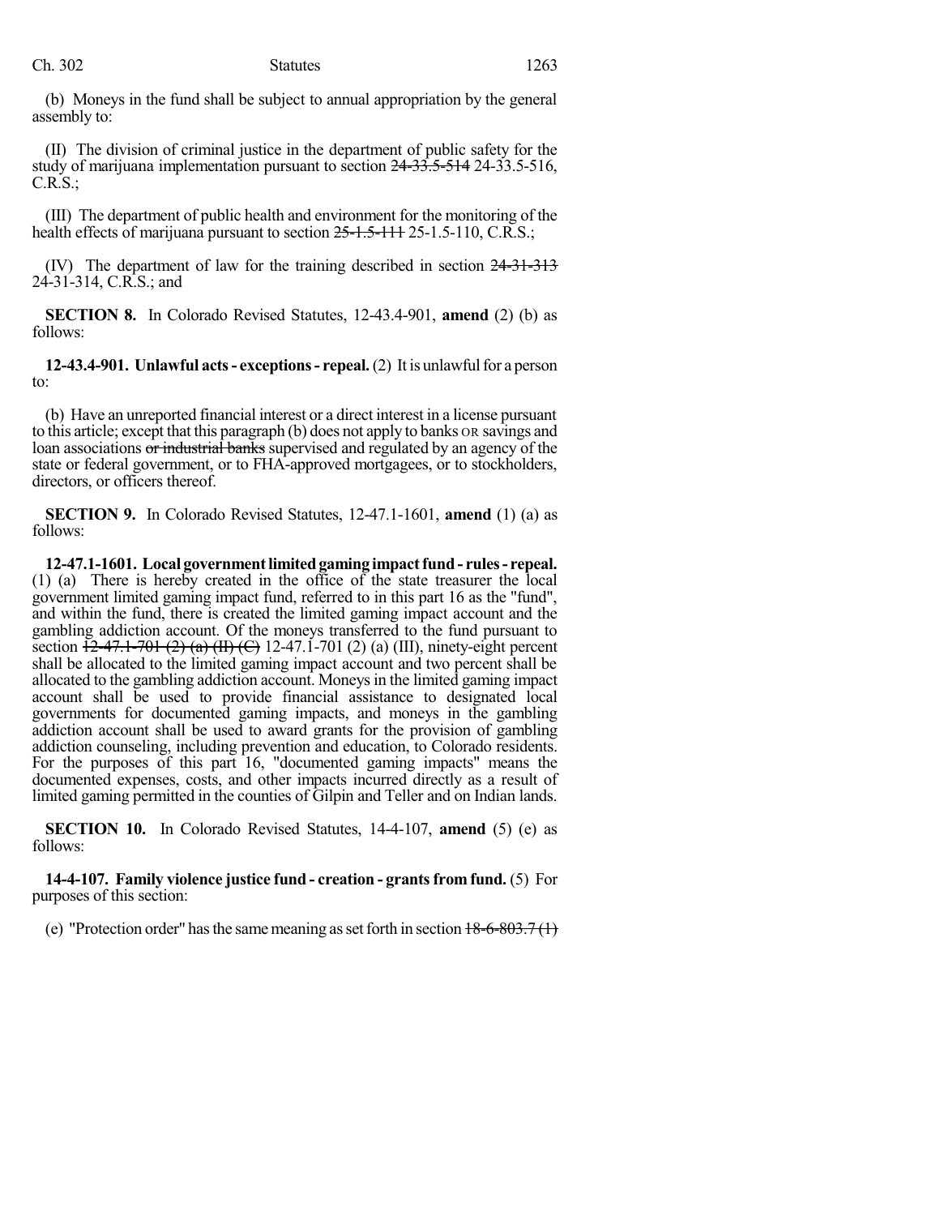(b) Moneys in the fund shall be subject to annual appropriation by the general assembly to:

(II) The division of criminal justice in the department of public safety for the study of marijuana implementation pursuant to section ~~24-33.5-514~~ 24-33.5-516, C.R.S.;

(III) The department of public health and environment for the monitoring of the health effects of marijuana pursuant to section ~~25-1.5-111~~ 25-1.5-110, C.R.S.;

(IV) The department of law for the training described in section ~~24-31-313~~ 24-31-314, C.R.S.; and

**SECTION 8.** In Colorado Revised Statutes, 12-43.4-901, **amend** (2) (b) as follows:

**12-43.4-901. Unlawful acts - exceptions - repeal.** (2) It is unlawful for a person to:

(b) Have an unreported financial interest or a direct interest in a license pursuant to this article; except that this paragraph (b) does not apply to banks OR savings and loan associations ~~or industrial banks~~ supervised and regulated by an agency of the state or federal government, or to FHA-approved mortgagees, or to stockholders, directors, or officers thereof.

**SECTION 9.** In Colorado Revised Statutes, 12-47.1-1601, **amend** (1) (a) as follows:

**12-47.1-1601. Local government limited gaming impact fund - rules - repeal.** (1) (a) There is hereby created in the office of the state treasurer the local government limited gaming impact fund, referred to in this part 16 as the "fund", and within the fund, there is created the limited gaming impact account and the gambling addiction account. Of the moneys transferred to the fund pursuant to section ~~12-47.1-701 (2) (a) (II) (C)~~ 12-47.1-701 (2) (a) (III), ninety-eight percent shall be allocated to the limited gaming impact account and two percent shall be allocated to the gambling addiction account. Moneys in the limited gaming impact account shall be used to provide financial assistance to designated local governments for documented gaming impacts, and moneys in the gambling addiction account shall be used to award grants for the provision of gambling addiction counseling, including prevention and education, to Colorado residents. For the purposes of this part 16, "documented gaming impacts" means the documented expenses, costs, and other impacts incurred directly as a result of limited gaming permitted in the counties of Gilpin and Teller and on Indian lands.

**SECTION 10.** In Colorado Revised Statutes, 14-4-107, **amend** (5) (e) as follows:

**14-4-107. Family violence justice fund - creation - grants from fund.** (5) For purposes of this section:

(e) "Protection order" has the same meaning as set forth in section ~~18-6-803.7 (1)~~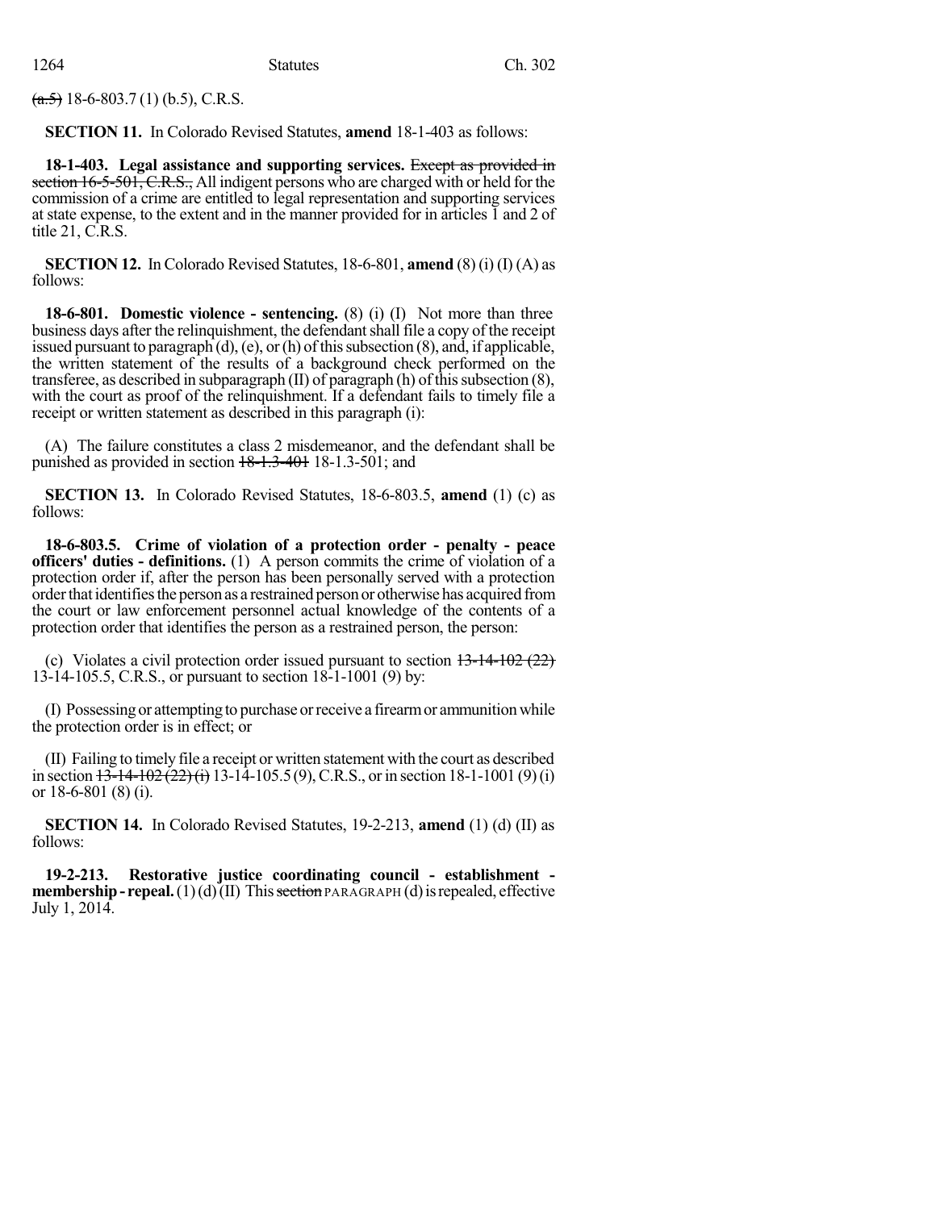~~(a.5)~~ 18-6-803.7 (1) (b.5), C.R.S.

**SECTION 11.** In Colorado Revised Statutes, **amend** 18-1-403 as follows:

**18-1-403. Legal assistance and supporting services.** ~~Except as provided in section 16-5-501, C.R.S.,~~ All indigent persons who are charged with or held for the commission of a crime are entitled to legal representation and supporting services at state expense, to the extent and in the manner provided for in articles 1 and 2 of title 21, C.R.S.

**SECTION 12.** In Colorado Revised Statutes, 18-6-801, **amend** (8) (i) (I) (A) as follows:

**18-6-801. Domestic violence - sentencing.** (8) (i) (I) Not more than three business days after the relinquishment, the defendant shall file a copy of the receipt issued pursuant to paragraph (d), (e), or (h) of this subsection (8), and, if applicable, the written statement of the results of a background check performed on the transferee, as described in subparagraph (II) of paragraph (h) of this subsection (8), with the court as proof of the relinquishment. If a defendant fails to timely file a receipt or written statement as described in this paragraph (i):

(A) The failure constitutes a class 2 misdemeanor, and the defendant shall be punished as provided in section ~~18-1.3-401~~ 18-1.3-501; and

**SECTION 13.** In Colorado Revised Statutes, 18-6-803.5, **amend** (1) (c) as follows:

**18-6-803.5. Crime of violation of a protection order - penalty - peace officers' duties - definitions.** (1) A person commits the crime of violation of a protection order if, after the person has been personally served with a protection order that identifies the person as a restrained person or otherwise has acquired from the court or law enforcement personnel actual knowledge of the contents of a protection order that identifies the person as a restrained person, the person:

(c) Violates a civil protection order issued pursuant to section ~~13-14-102 (22)~~ 13-14-105.5, C.R.S., or pursuant to section 18-1-1001 (9) by:

(I) Possessing or attempting to purchase or receive a firearm or ammunition while the protection order is in effect; or

(II) Failing to timely file a receipt or written statement with the court as described in section ~~13-14-102 (22) (i)~~ 13-14-105.5 (9), C.R.S., or in section 18-1-1001 (9) (i) or 18-6-801 (8) (i).

**SECTION 14.** In Colorado Revised Statutes, 19-2-213, **amend** (1) (d) (II) as follows:

**19-2-213. Restorative justice coordinating council - establishment - membership - repeal.** (1) (d) (II) This ~~section~~ PARAGRAPH (d) is repealed, effective July 1, 2014.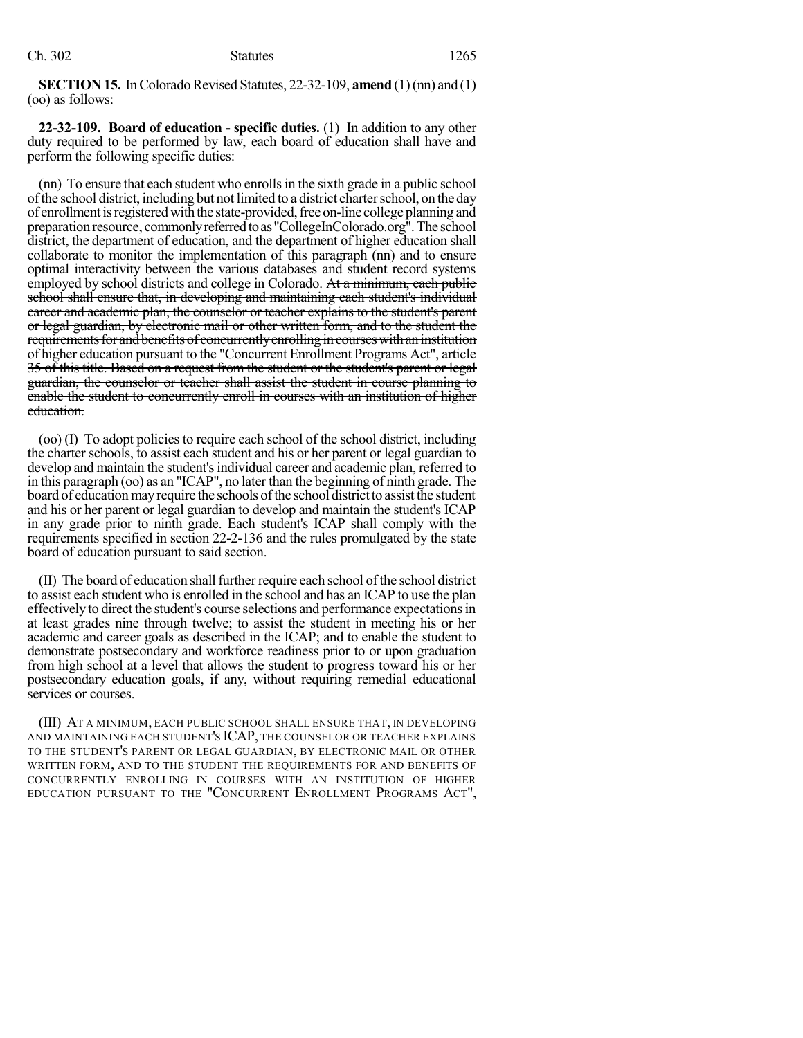**SECTION 15.** In Colorado Revised Statutes, 22-32-109, **amend** (1) (nn) and (1) (oo) as follows:

**22-32-109. Board of education - specific duties.** (1) In addition to any other duty required to be performed by law, each board of education shall have and perform the following specific duties:

(nn) To ensure that each student who enrolls in the sixth grade in a public school of the school district, including but not limited to a district charter school, on the day of enrollment is registered with the state-provided, free on-line college planning and preparation resource, commonly referred to as "CollegeInColorado.org". The school district, the department of education, and the department of higher education shall collaborate to monitor the implementation of this paragraph (nn) and to ensure optimal interactivity between the various databases and student record systems employed by school districts and college in Colorado. ~~At a minimum, each public school shall ensure that, in developing and maintaining each student's individual career and academic plan, the counselor or teacher explains to the student's parent or legal guardian, by electronic mail or other written form, and to the student the requirements for and benefits of concurrently enrolling in courses with an institution of higher education pursuant to the "Concurrent Enrollment Programs Act", article 35 of this title. Based on a request from the student or the student's parent or legal guardian, the counselor or teacher shall assist the student in course planning to enable the student to concurrently enroll in courses with an institution of higher education.~~

(oo) (I) To adopt policies to require each school of the school district, including the charter schools, to assist each student and his or her parent or legal guardian to develop and maintain the student's individual career and academic plan, referred to in this paragraph (oo) as an "ICAP", no later than the beginning of ninth grade. The board of education may require the schools of the school district to assist the student and his or her parent or legal guardian to develop and maintain the student's ICAP in any grade prior to ninth grade. Each student's ICAP shall comply with the requirements specified in section 22-2-136 and the rules promulgated by the state board of education pursuant to said section.

(II) The board of education shall further require each school of the school district to assist each student who is enrolled in the school and has an ICAP to use the plan effectively to direct the student's course selections and performance expectations in at least grades nine through twelve; to assist the student in meeting his or her academic and career goals as described in the ICAP; and to enable the student to demonstrate postsecondary and workforce readiness prior to or upon graduation from high school at a level that allows the student to progress toward his or her postsecondary education goals, if any, without requiring remedial educational services or courses.

(III) AT A MINIMUM, EACH PUBLIC SCHOOL SHALL ENSURE THAT, IN DEVELOPING AND MAINTAINING EACH STUDENT'S ICAP, THE COUNSELOR OR TEACHER EXPLAINS TO THE STUDENT'S PARENT OR LEGAL GUARDIAN, BY ELECTRONIC MAIL OR OTHER WRITTEN FORM, AND TO THE STUDENT THE REQUIREMENTS FOR AND BENEFITS OF CONCURRENTLY ENROLLING IN COURSES WITH AN INSTITUTION OF HIGHER EDUCATION PURSUANT TO THE "CONCURRENT ENROLLMENT PROGRAMS ACT",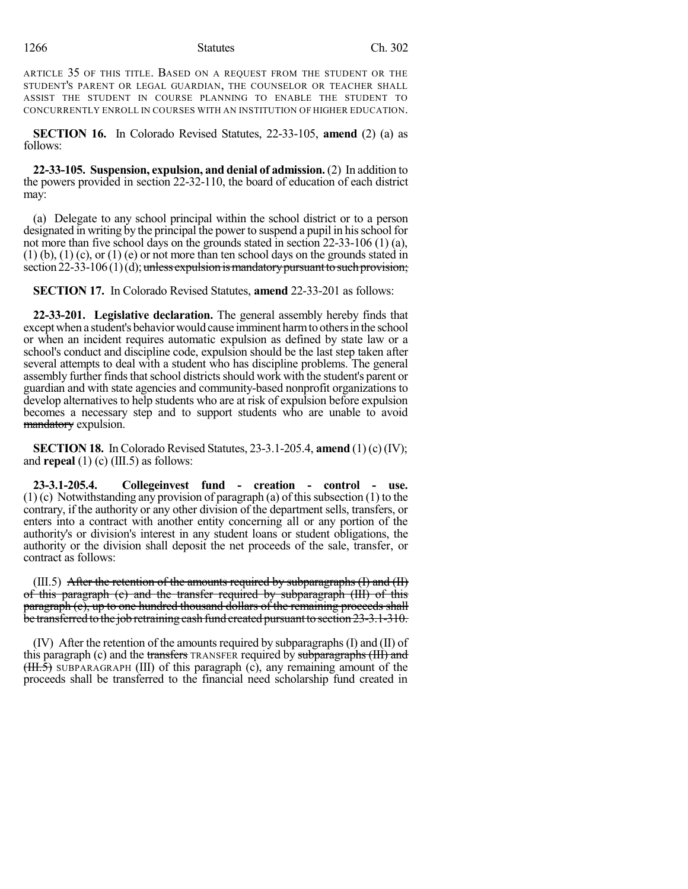ARTICLE 35 OF THIS TITLE. BASED ON A REQUEST FROM THE STUDENT OR THE STUDENT'S PARENT OR LEGAL GUARDIAN, THE COUNSELOR OR TEACHER SHALL ASSIST THE STUDENT IN COURSE PLANNING TO ENABLE THE STUDENT TO CONCURRENTLY ENROLL IN COURSES WITH AN INSTITUTION OF HIGHER EDUCATION.

**SECTION 16.** In Colorado Revised Statutes, 22-33-105, **amend** (2) (a) as follows:

**22-33-105. Suspension, expulsion, and denial of admission.** (2) In addition to the powers provided in section 22-32-110, the board of education of each district may:

(a) Delegate to any school principal within the school district or to a person designated in writing by the principal the power to suspend a pupil in his school for not more than five school days on the grounds stated in section 22-33-106 (1) (a), (1) (b), (1) (c), or (1) (e) or not more than ten school days on the grounds stated in section 22-33-106 (1) (d); ~~unless expulsion is mandatory pursuant to such provision;~~

**SECTION 17.** In Colorado Revised Statutes, **amend** 22-33-201 as follows:

**22-33-201. Legislative declaration.** The general assembly hereby finds that except when a student's behavior would cause imminent harm to others in the school or when an incident requires automatic expulsion as defined by state law or a school's conduct and discipline code, expulsion should be the last step taken after several attempts to deal with a student who has discipline problems. The general assembly further finds that school districts should work with the student's parent or guardian and with state agencies and community-based nonprofit organizations to develop alternatives to help students who are at risk of expulsion before expulsion becomes a necessary step and to support students who are unable to avoid ~~mandatory~~ expulsion.

**SECTION 18.** In Colorado Revised Statutes, 23-3.1-205.4, **amend** (1) (c) (IV); and **repeal** (1) (c) (III.5) as follows:

**23-3.1-205.4. Collegeinvest fund - creation - control - use.** (1) (c) Notwithstanding any provision of paragraph (a) of this subsection (1) to the contrary, if the authority or any other division of the department sells, transfers, or enters into a contract with another entity concerning all or any portion of the authority's or division's interest in any student loans or student obligations, the authority or the division shall deposit the net proceeds of the sale, transfer, or contract as follows:

(III.5) ~~After the retention of the amounts required by subparagraphs (I) and (II) of this paragraph (c) and the transfer required by subparagraph (III) of this paragraph (c), up to one hundred thousand dollars of the remaining proceeds shall be transferred to the job retraining cash fund created pursuant to section 23-3.1-310.~~

(IV) After the retention of the amounts required by subparagraphs (I) and (II) of this paragraph (c) and the ~~transfers~~ TRANSFER required by ~~subparagraphs (III) and (III.5)~~ SUBPARAGRAPH (III) of this paragraph (c), any remaining amount of the proceeds shall be transferred to the financial need scholarship fund created in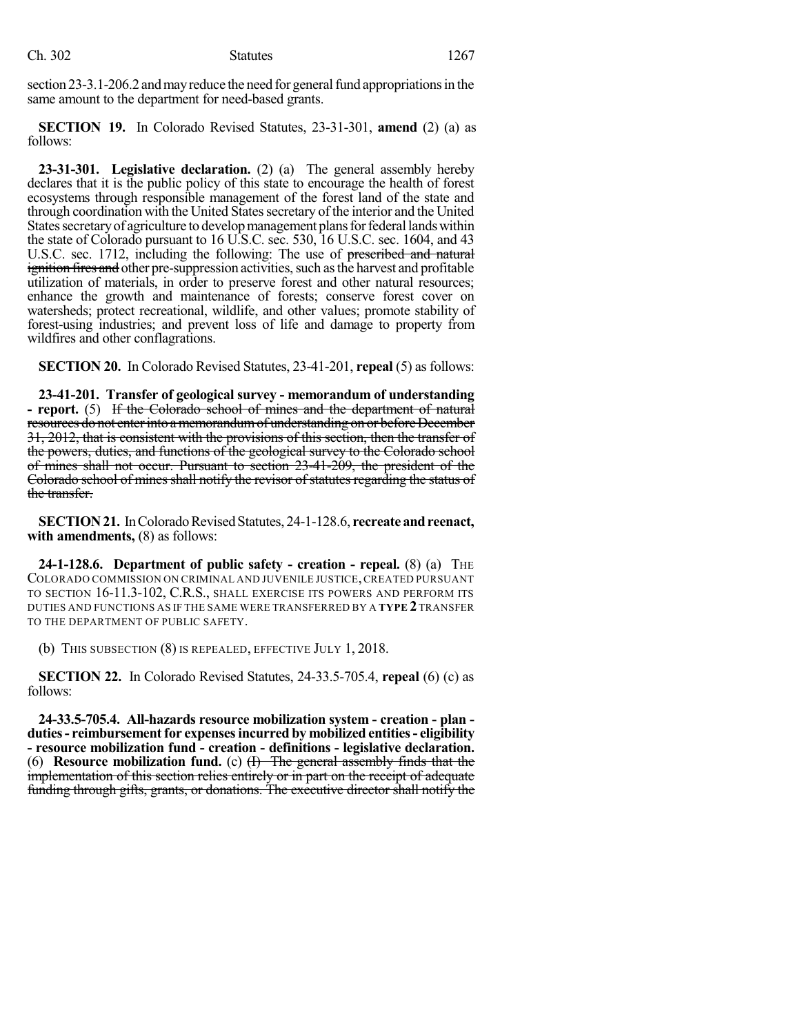section 23-3.1-206.2 and may reduce the need for general fund appropriations in the same amount to the department for need-based grants.

**SECTION 19.** In Colorado Revised Statutes, 23-31-301, **amend** (2) (a) as follows:

**23-31-301. Legislative declaration.** (2) (a) The general assembly hereby declares that it is the public policy of this state to encourage the health of forest ecosystems through responsible management of the forest land of the state and through coordination with the United States secretary of the interior and the United States secretary of agriculture to develop management plans for federal lands within the state of Colorado pursuant to 16 U.S.C. sec. 530, 16 U.S.C. sec. 1604, and 43 U.S.C. sec. 1712, including the following: The use of ~~prescribed and natural ignition fires and~~ other pre-suppression activities, such as the harvest and profitable utilization of materials, in order to preserve forest and other natural resources; enhance the growth and maintenance of forests; conserve forest cover on watersheds; protect recreational, wildlife, and other values; promote stability of forest-using industries; and prevent loss of life and damage to property from wildfires and other conflagrations.

**SECTION 20.** In Colorado Revised Statutes, 23-41-201, **repeal** (5) as follows:

**23-41-201. Transfer of geological survey - memorandum of understanding - report.** (5) ~~If the Colorado school of mines and the department of natural resources do not enter into a memorandum of understanding on or before December 31, 2012, that is consistent with the provisions of this section, then the transfer of the powers, duties, and functions of the geological survey to the Colorado school of mines shall not occur. Pursuant to section 23-41-209, the president of the Colorado school of mines shall notify the revisor of statutes regarding the status of the transfer.~~

**SECTION 21.** In Colorado Revised Statutes, 24-1-128.6, **recreate and reenact, with amendments,** (8) as follows:

**24-1-128.6. Department of public safety - creation - repeal.** (8) (a) THE COLORADO COMMISSION ON CRIMINAL AND JUVENILE JUSTICE, CREATED PURSUANT TO SECTION 16-11.3-102, C.R.S., SHALL EXERCISE ITS POWERS AND PERFORM ITS DUTIES AND FUNCTIONS AS IF THE SAME WERE TRANSFERRED BY A **TYPE 2** TRANSFER TO THE DEPARTMENT OF PUBLIC SAFETY.

(b) THIS SUBSECTION (8) IS REPEALED, EFFECTIVE JULY 1, 2018.

**SECTION 22.** In Colorado Revised Statutes, 24-33.5-705.4, **repeal** (6) (c) as follows:

**24-33.5-705.4. All-hazards resource mobilization system - creation - plan - duties - reimbursement for expenses incurred by mobilized entities - eligibility - resource mobilization fund - creation - definitions - legislative declaration.** (6) **Resource mobilization fund.** (c) ~~(I) The general assembly finds that the implementation of this section relies entirely or in part on the receipt of adequate funding through gifts, grants, or donations. The executive director shall notify the~~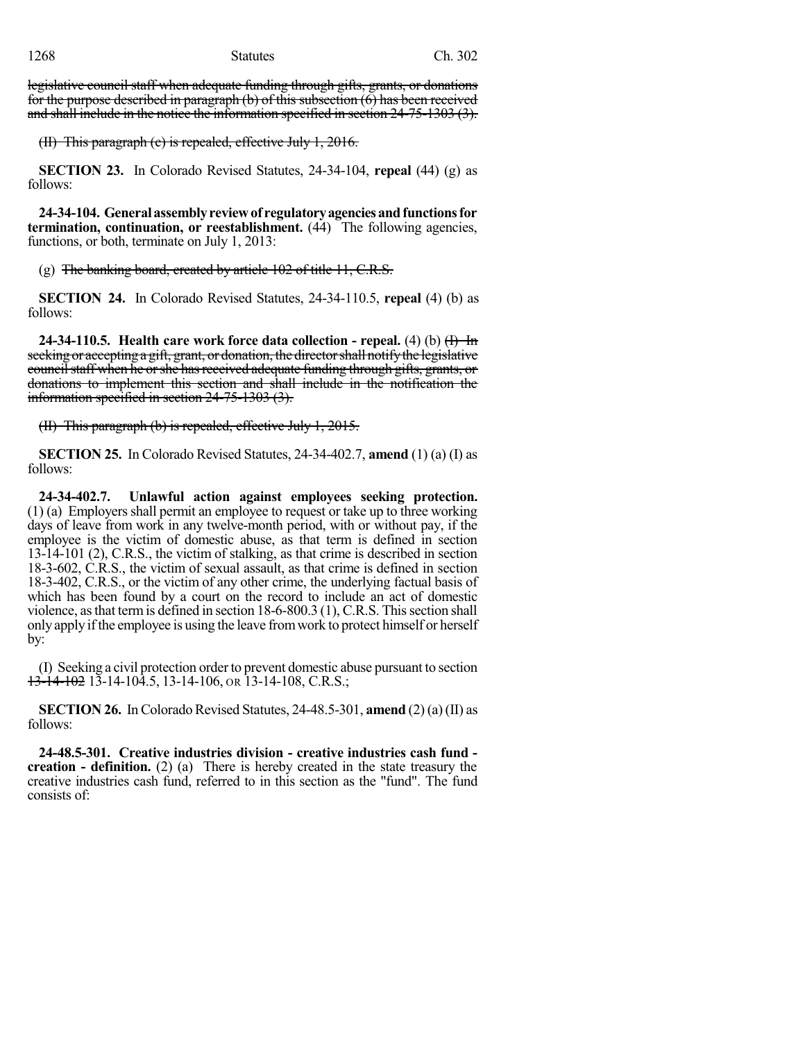~~legislative council staff when adequate funding through gifts, grants, or donations for the purpose described in paragraph (b) of this subsection (6) has been received and shall include in the notice the information specified in section 24-75-1303 (3).~~

~~(II) This paragraph (c) is repealed, effective July 1, 2016.~~

**SECTION 23.** In Colorado Revised Statutes, 24-34-104, **repeal** (44) (g) as follows:

**24-34-104. General assembly review of regulatory agencies and functions for termination, continuation, or reestablishment.** (44) The following agencies, functions, or both, terminate on July 1, 2013:

(g) ~~The banking board, created by article 102 of title 11, C.R.S.~~

**SECTION 24.** In Colorado Revised Statutes, 24-34-110.5, **repeal** (4) (b) as follows:

**24-34-110.5. Health care work force data collection - repeal.** (4) (b) ~~(I) In seeking or accepting a gift, grant, or donation, the director shall notify the legislative council staff when he or she has received adequate funding through gifts, grants, or donations to implement this section and shall include in the notification the information specified in section 24-75-1303 (3).~~

~~(II) This paragraph (b) is repealed, effective July 1, 2015.~~

**SECTION 25.** In Colorado Revised Statutes, 24-34-402.7, **amend** (1) (a) (I) as follows:

**24-34-402.7. Unlawful action against employees seeking protection.** (1) (a) Employers shall permit an employee to request or take up to three working days of leave from work in any twelve-month period, with or without pay, if the employee is the victim of domestic abuse, as that term is defined in section 13-14-101 (2), C.R.S., the victim of stalking, as that crime is described in section 18-3-602, C.R.S., the victim of sexual assault, as that crime is defined in section 18-3-402, C.R.S., or the victim of any other crime, the underlying factual basis of which has been found by a court on the record to include an act of domestic violence, as that term is defined in section 18-6-800.3 (1), C.R.S. This section shall only apply if the employee is using the leave from work to protect himself or herself by:

(I) Seeking a civil protection order to prevent domestic abuse pursuant to section ~~13-14-102~~ 13-14-104.5, 13-14-106, OR 13-14-108, C.R.S.;

**SECTION 26.** In Colorado Revised Statutes, 24-48.5-301, **amend** (2) (a) (II) as follows:

**24-48.5-301. Creative industries division - creative industries cash fund - creation - definition.** (2) (a) There is hereby created in the state treasury the creative industries cash fund, referred to in this section as the "fund". The fund consists of: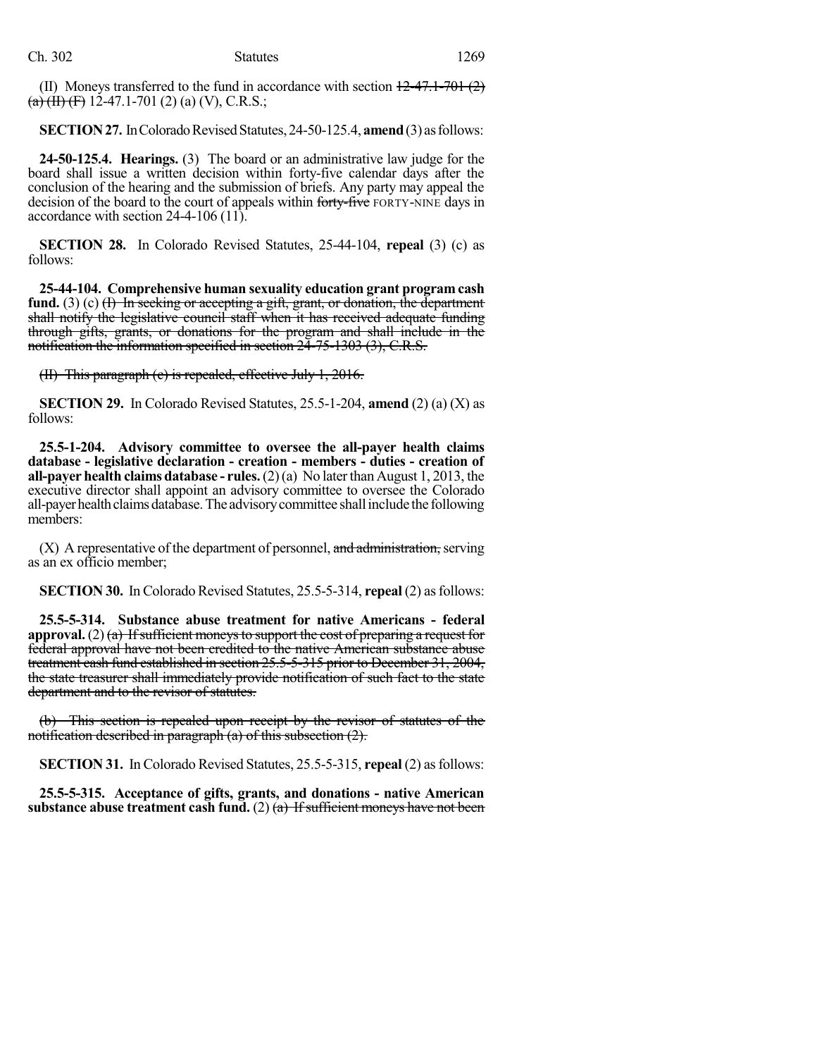(II) Moneys transferred to the fund in accordance with section ~~12-47.1-701 (2) (a) (II) (F)~~ 12-47.1-701 (2) (a) (V), C.R.S.;

**SECTION 27.** In Colorado Revised Statutes, 24-50-125.4, **amend** (3) as follows:

**24-50-125.4. Hearings.** (3) The board or an administrative law judge for the board shall issue a written decision within forty-five calendar days after the conclusion of the hearing and the submission of briefs. Any party may appeal the decision of the board to the court of appeals within ~~forty-five~~ FORTY-NINE days in accordance with section 24-4-106 (11).

**SECTION 28.** In Colorado Revised Statutes, 25-44-104, **repeal** (3) (c) as follows:

**25-44-104. Comprehensive human sexuality education grant program cash fund.** (3) (c) ~~(I) In seeking or accepting a gift, grant, or donation, the department shall notify the legislative council staff when it has received adequate funding through gifts, grants, or donations for the program and shall include in the notification the information specified in section 24-75-1303 (3), C.R.S.~~

~~(II) This paragraph (c) is repealed, effective July 1, 2016.~~

**SECTION 29.** In Colorado Revised Statutes, 25.5-1-204, **amend** (2) (a) (X) as follows:

**25.5-1-204. Advisory committee to oversee the all-payer health claims database - legislative declaration - creation - members - duties - creation of all-payer health claims database - rules.** (2) (a) No later than August 1, 2013, the executive director shall appoint an advisory committee to oversee the Colorado all-payer health claims database. The advisory committee shall include the following members:

(X) A representative of the department of personnel, ~~and administration,~~ serving as an ex officio member;

**SECTION 30.** In Colorado Revised Statutes, 25.5-5-314, **repeal** (2) as follows:

**25.5-5-314. Substance abuse treatment for native Americans - federal approval.** (2) ~~(a) If sufficient moneys to support the cost of preparing a request for federal approval have not been credited to the native American substance abuse treatment cash fund established in section 25.5-5-315 prior to December 31, 2004, the state treasurer shall immediately provide notification of such fact to the state department and to the revisor of statutes.~~

~~(b) This section is repealed upon receipt by the revisor of statutes of the notification described in paragraph (a) of this subsection (2).~~

**SECTION 31.** In Colorado Revised Statutes, 25.5-5-315, **repeal** (2) as follows:

**25.5-5-315. Acceptance of gifts, grants, and donations - native American substance abuse treatment cash fund.** (2) ~~(a) If sufficient moneys have not been~~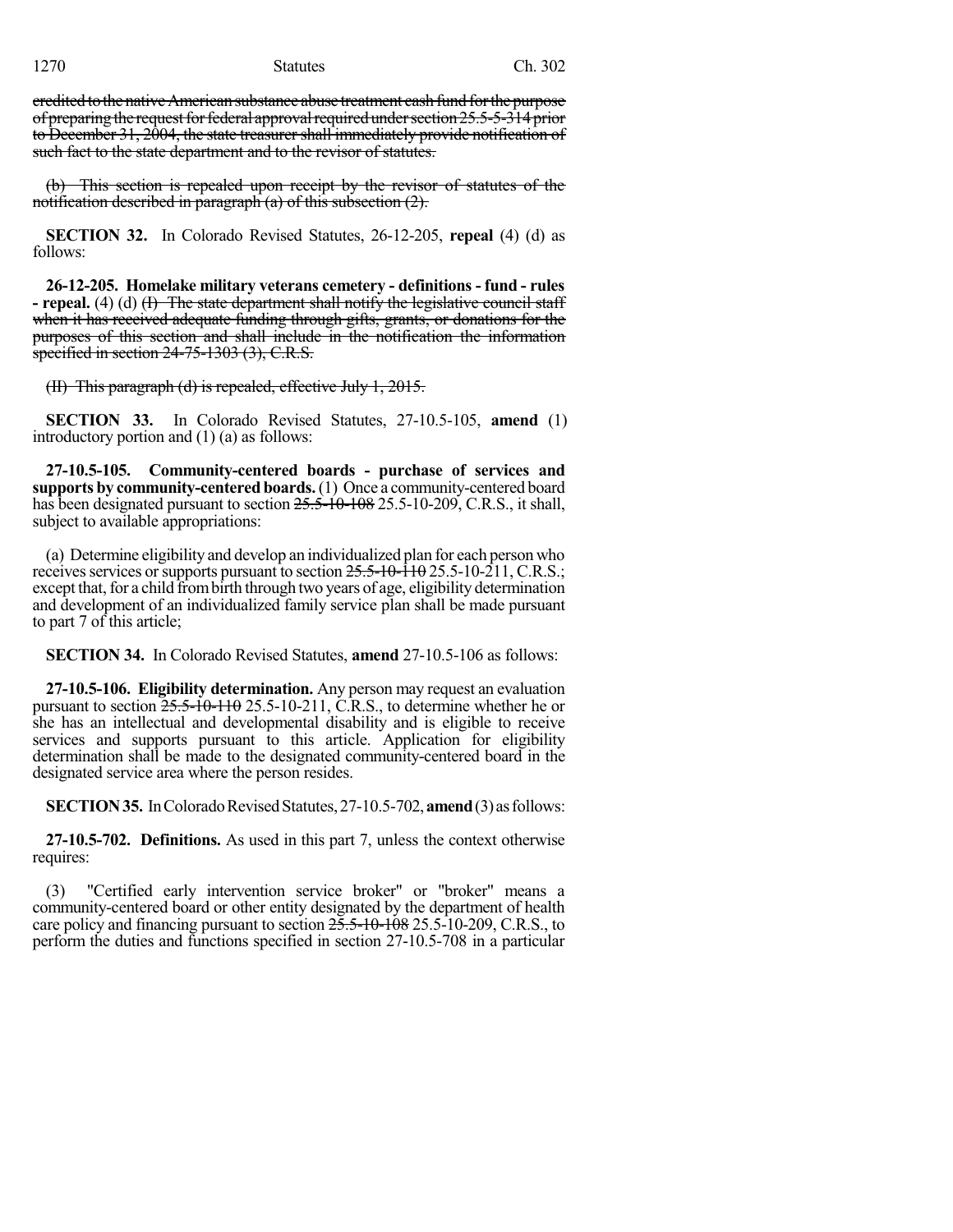~~credited to the native American substance abuse treatment cash fund for the purpose of preparing the request for federal approval required under section 25.5-5-314 prior to December 31, 2004, the state treasurer shall immediately provide notification of such fact to the state department and to the revisor of statutes.~~

~~(b) This section is repealed upon receipt by the revisor of statutes of the notification described in paragraph (a) of this subsection (2).~~

**SECTION 32.** In Colorado Revised Statutes, 26-12-205, **repeal** (4) (d) as follows:

**26-12-205. Homelake military veterans cemetery - definitions - fund - rules - repeal.** (4) (d) ~~(I) The state department shall notify the legislative council staff when it has received adequate funding through gifts, grants, or donations for the purposes of this section and shall include in the notification the information specified in section 24-75-1303 (3), C.R.S.~~

~~(II) This paragraph (d) is repealed, effective July 1, 2015.~~

**SECTION 33.** In Colorado Revised Statutes, 27-10.5-105, **amend** (1) introductory portion and (1) (a) as follows:

**27-10.5-105. Community-centered boards - purchase of services and supports by community-centered boards.** (1) Once a community-centered board has been designated pursuant to section ~~25.5-10-108~~ 25.5-10-209, C.R.S., it shall, subject to available appropriations:

(a) Determine eligibility and develop an individualized plan for each person who receives services or supports pursuant to section ~~25.5-10-110~~ 25.5-10-211, C.R.S.; except that, for a child from birth through two years of age, eligibility determination and development of an individualized family service plan shall be made pursuant to part 7 of this article;

**SECTION 34.** In Colorado Revised Statutes, **amend** 27-10.5-106 as follows:

**27-10.5-106. Eligibility determination.** Any person may request an evaluation pursuant to section ~~25.5-10-110~~ 25.5-10-211, C.R.S., to determine whether he or she has an intellectual and developmental disability and is eligible to receive services and supports pursuant to this article. Application for eligibility determination shall be made to the designated community-centered board in the designated service area where the person resides.

**SECTION 35.** In Colorado Revised Statutes, 27-10.5-702, **amend** (3) as follows:

**27-10.5-702. Definitions.** As used in this part 7, unless the context otherwise requires:

(3) "Certified early intervention service broker" or "broker" means a community-centered board or other entity designated by the department of health care policy and financing pursuant to section ~~25.5-10-108~~ 25.5-10-209, C.R.S., to perform the duties and functions specified in section 27-10.5-708 in a particular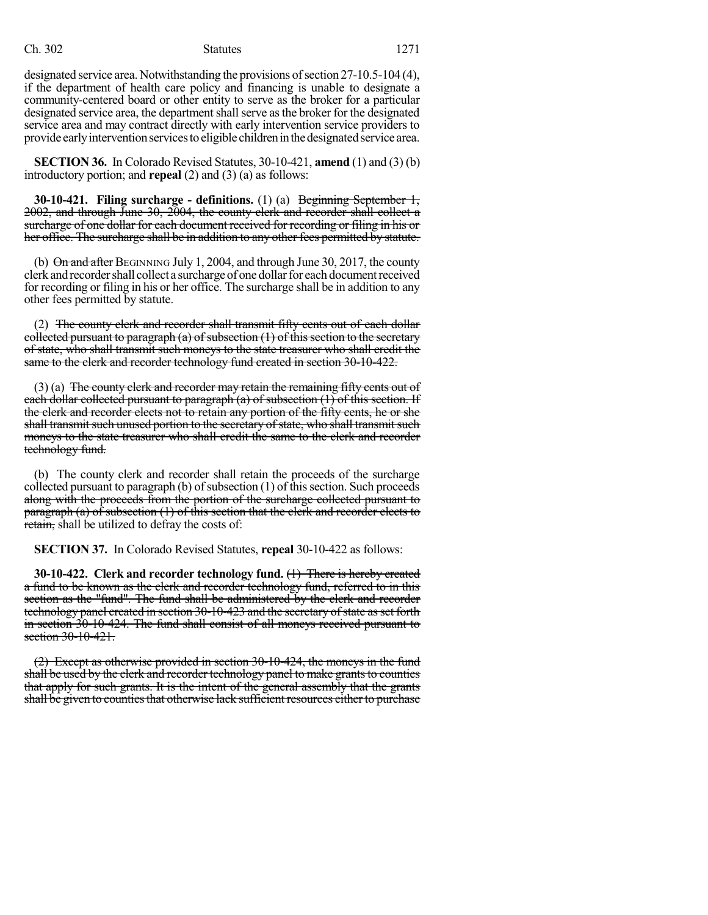designated service area. Notwithstanding the provisions of section 27-10.5-104 (4), if the department of health care policy and financing is unable to designate a community-centered board or other entity to serve as the broker for a particular designated service area, the department shall serve as the broker for the designated service area and may contract directly with early intervention service providers to provide early intervention services to eligible children in the designated service area.

**SECTION 36.** In Colorado Revised Statutes, 30-10-421, **amend** (1) and (3) (b) introductory portion; and **repeal** (2) and (3) (a) as follows:

**30-10-421. Filing surcharge - definitions.** (1) (a) ~~Beginning September 1, 2002, and through June 30, 2004, the county clerk and recorder shall collect a surcharge of one dollar for each document received for recording or filing in his or her office. The surcharge shall be in addition to any other fees permitted by statute.~~

(b) ~~On and after~~ BEGINNING July 1, 2004, and through June 30, 2017, the county clerk and recorder shall collect a surcharge of one dollar for each document received for recording or filing in his or her office. The surcharge shall be in addition to any other fees permitted by statute.

(2) ~~The county clerk and recorder shall transmit fifty cents out of each dollar collected pursuant to paragraph (a) of subsection (1) of this section to the secretary of state, who shall transmit such moneys to the state treasurer who shall credit the same to the clerk and recorder technology fund created in section 30-10-422.~~

(3) (a) ~~The county clerk and recorder may retain the remaining fifty cents out of each dollar collected pursuant to paragraph (a) of subsection (1) of this section. If the clerk and recorder elects not to retain any portion of the fifty cents, he or she shall transmit such unused portion to the secretary of state, who shall transmit such moneys to the state treasurer who shall credit the same to the clerk and recorder technology fund.~~

(b) The county clerk and recorder shall retain the proceeds of the surcharge collected pursuant to paragraph (b) of subsection (1) of this section. Such proceeds ~~along with the proceeds from the portion of the surcharge collected pursuant to paragraph (a) of subsection (1) of this section that the clerk and recorder elects to retain,~~ shall be utilized to defray the costs of:

**SECTION 37.** In Colorado Revised Statutes, **repeal** 30-10-422 as follows:

**30-10-422. Clerk and recorder technology fund.** ~~(1) There is hereby created a fund to be known as the clerk and recorder technology fund, referred to in this section as the "fund". The fund shall be administered by the clerk and recorder technology panel created in section 30-10-423 and the secretary of state as set forth in section 30-10-424. The fund shall consist of all moneys received pursuant to section 30-10-421.~~

~~(2) Except as otherwise provided in section 30-10-424, the moneys in the fund shall be used by the clerk and recorder technology panel to make grants to counties that apply for such grants. It is the intent of the general assembly that the grants shall be given to counties that otherwise lack sufficient resources either to purchase~~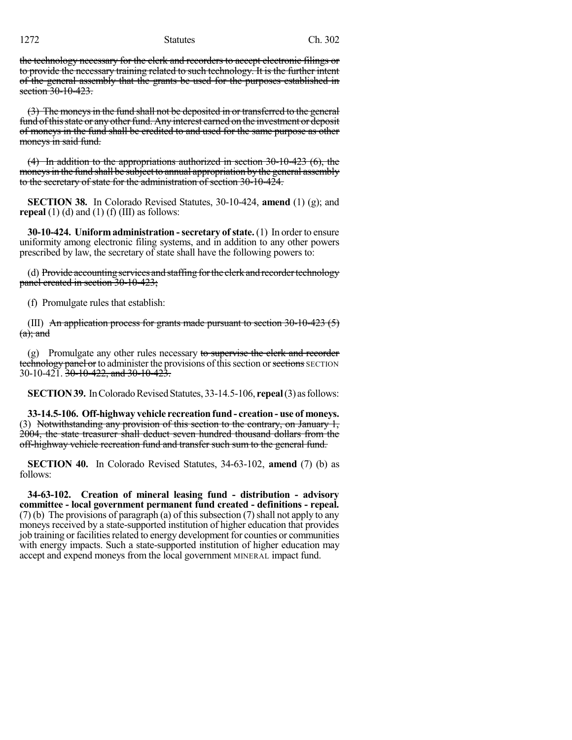~~the technology necessary for the clerk and recorders to accept electronic filings or to provide the necessary training related to such technology. It is the further intent of the general assembly that the grants be used for the purposes established in section 30-10-423.~~

~~(3) The moneys in the fund shall not be deposited in or transferred to the general fund of this state or any other fund. Any interest earned on the investment or deposit of moneys in the fund shall be credited to and used for the same purpose as other moneys in said fund.~~

~~(4) In addition to the appropriations authorized in section 30-10-423 (6), the moneys in the fund shall be subject to annual appropriation by the general assembly to the secretary of state for the administration of section 30-10-424.~~

**SECTION 38.** In Colorado Revised Statutes, 30-10-424, **amend** (1) (g); and **repeal** (1) (d) and (1) (f) (III) as follows:

**30-10-424. Uniform administration - secretary of state.** (1) In order to ensure uniformity among electronic filing systems, and in addition to any other powers prescribed by law, the secretary of state shall have the following powers to:

(d) ~~Provide accounting services and staffing for the clerk and recorder technology panel created in section 30-10-423;~~

(f) Promulgate rules that establish:

(III) ~~An application process for grants made pursuant to section 30-10-423 (5) (a); and~~

(g) Promulgate any other rules necessary ~~to supervise the clerk and recorder technology panel or~~ to administer the provisions of this section or ~~sections~~ SECTION 30-10-421. ~~30-10-422, and 30-10-423.~~

**SECTION 39.** In Colorado Revised Statutes, 33-14.5-106, **repeal** (3) as follows:

**33-14.5-106. Off-highway vehicle recreation fund - creation - use of moneys.** (3) ~~Notwithstanding any provision of this section to the contrary, on January 1, 2004, the state treasurer shall deduct seven hundred thousand dollars from the off-highway vehicle recreation fund and transfer such sum to the general fund.~~

**SECTION 40.** In Colorado Revised Statutes, 34-63-102, **amend** (7) (b) as follows:

**34-63-102. Creation of mineral leasing fund - distribution - advisory committee - local government permanent fund created - definitions - repeal.** (7) (b) The provisions of paragraph (a) of this subsection (7) shall not apply to any moneys received by a state-supported institution of higher education that provides job training or facilities related to energy development for counties or communities with energy impacts. Such a state-supported institution of higher education may accept and expend moneys from the local government MINERAL impact fund.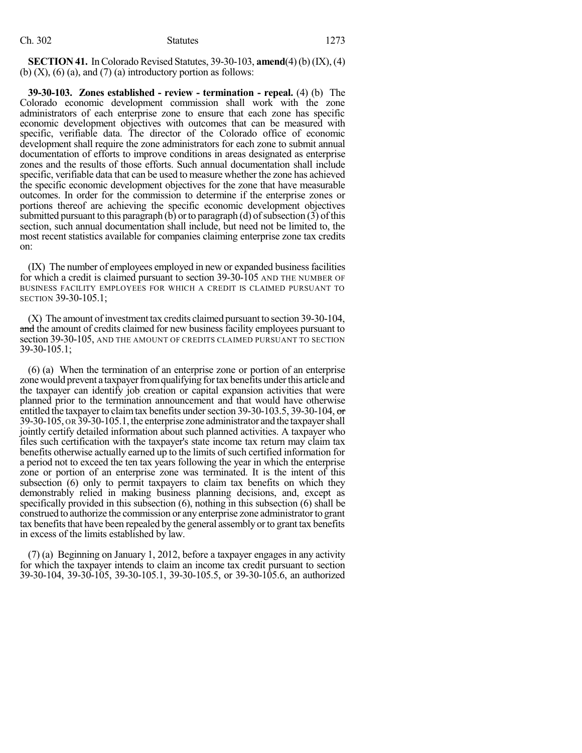**SECTION 41.** In Colorado Revised Statutes, 39-30-103, **amend** (4) (b) (IX), (4) (b) (X), (6) (a), and (7) (a) introductory portion as follows:

**39-30-103. Zones established - review - termination - repeal.** (4) (b) The Colorado economic development commission shall work with the zone administrators of each enterprise zone to ensure that each zone has specific economic development objectives with outcomes that can be measured with specific, verifiable data. The director of the Colorado office of economic development shall require the zone administrators for each zone to submit annual documentation of efforts to improve conditions in areas designated as enterprise zones and the results of those efforts. Such annual documentation shall include specific, verifiable data that can be used to measure whether the zone has achieved the specific economic development objectives for the zone that have measurable outcomes. In order for the commission to determine if the enterprise zones or portions thereof are achieving the specific economic development objectives submitted pursuant to this paragraph (b) or to paragraph (d) of subsection (3) of this section, such annual documentation shall include, but need not be limited to, the most recent statistics available for companies claiming enterprise zone tax credits on:

(IX) The number of employees employed in new or expanded business facilities for which a credit is claimed pursuant to section 39-30-105 AND THE NUMBER OF BUSINESS FACILITY EMPLOYEES FOR WHICH A CREDIT IS CLAIMED PURSUANT TO SECTION 39-30-105.1;

(X) The amount of investment tax credits claimed pursuant to section 39-30-104, ~~and~~ the amount of credits claimed for new business facility employees pursuant to section 39-30-105, AND THE AMOUNT OF CREDITS CLAIMED PURSUANT TO SECTION 39-30-105.1;

(6) (a) When the termination of an enterprise zone or portion of an enterprise zone would prevent a taxpayer from qualifying for tax benefits under this article and the taxpayer can identify job creation or capital expansion activities that were planned prior to the termination announcement and that would have otherwise entitled the taxpayer to claim tax benefits under section 39-30-103.5, 39-30-104, ~~or~~ 39-30-105, OR 39-30-105.1, the enterprise zone administrator and the taxpayer shall jointly certify detailed information about such planned activities. A taxpayer who files such certification with the taxpayer's state income tax return may claim tax benefits otherwise actually earned up to the limits of such certified information for a period not to exceed the ten tax years following the year in which the enterprise zone or portion of an enterprise zone was terminated. It is the intent of this subsection (6) only to permit taxpayers to claim tax benefits on which they demonstrably relied in making business planning decisions, and, except as specifically provided in this subsection (6), nothing in this subsection (6) shall be construed to authorize the commission or any enterprise zone administrator to grant tax benefits that have been repealed by the general assembly or to grant tax benefits in excess of the limits established by law.

(7) (a) Beginning on January 1, 2012, before a taxpayer engages in any activity for which the taxpayer intends to claim an income tax credit pursuant to section 39-30-104, 39-30-105, 39-30-105.1, 39-30-105.5, or 39-30-105.6, an authorized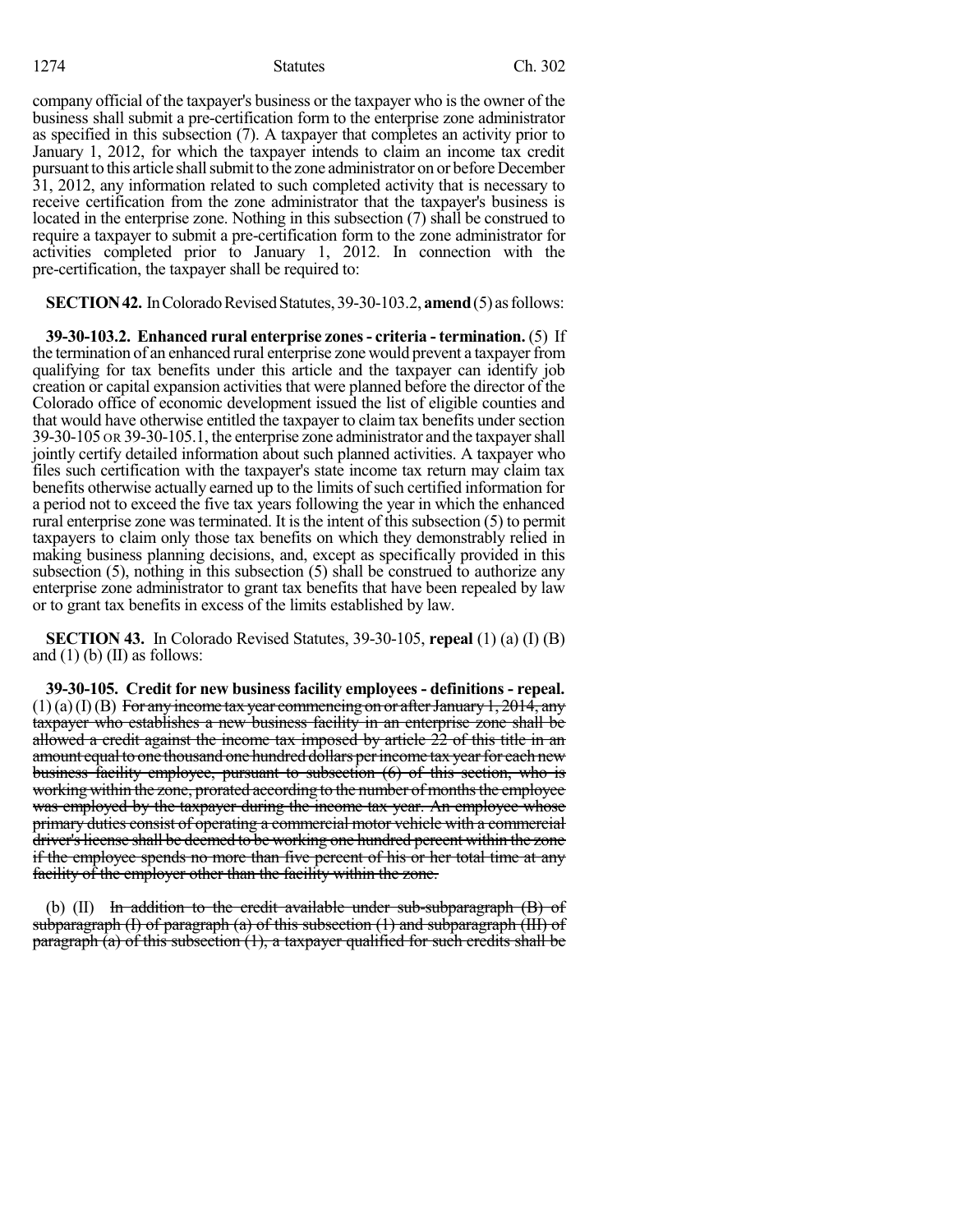company official of the taxpayer's business or the taxpayer who is the owner of the business shall submit a pre-certification form to the enterprise zone administrator as specified in this subsection (7). A taxpayer that completes an activity prior to January 1, 2012, for which the taxpayer intends to claim an income tax credit pursuant to this article shall submit to the zone administrator on or before December 31, 2012, any information related to such completed activity that is necessary to receive certification from the zone administrator that the taxpayer's business is located in the enterprise zone. Nothing in this subsection (7) shall be construed to require a taxpayer to submit a pre-certification form to the zone administrator for activities completed prior to January 1, 2012. In connection with the pre-certification, the taxpayer shall be required to:

**SECTION 42.** In Colorado Revised Statutes, 39-30-103.2, **amend** (5) as follows:

**39-30-103.2. Enhanced rural enterprise zones - criteria - termination.** (5) If the termination of an enhanced rural enterprise zone would prevent a taxpayer from qualifying for tax benefits under this article and the taxpayer can identify job creation or capital expansion activities that were planned before the director of the Colorado office of economic development issued the list of eligible counties and that would have otherwise entitled the taxpayer to claim tax benefits under section 39-30-105 OR 39-30-105.1, the enterprise zone administrator and the taxpayer shall jointly certify detailed information about such planned activities. A taxpayer who files such certification with the taxpayer's state income tax return may claim tax benefits otherwise actually earned up to the limits of such certified information for a period not to exceed the five tax years following the year in which the enhanced rural enterprise zone was terminated. It is the intent of this subsection (5) to permit taxpayers to claim only those tax benefits on which they demonstrably relied in making business planning decisions, and, except as specifically provided in this subsection (5), nothing in this subsection (5) shall be construed to authorize any enterprise zone administrator to grant tax benefits that have been repealed by law or to grant tax benefits in excess of the limits established by law.

**SECTION 43.** In Colorado Revised Statutes, 39-30-105, **repeal** (1) (a) (I) (B) and (1) (b) (II) as follows:

**39-30-105. Credit for new business facility employees - definitions - repeal.** (1) (a) (I) (B) ~~For any income tax year commencing on or after January 1, 2014, any taxpayer who establishes a new business facility in an enterprise zone shall be allowed a credit against the income tax imposed by article 22 of this title in an amount equal to one thousand one hundred dollars per income tax year for each new business facility employee, pursuant to subsection (6) of this section, who is working within the zone, prorated according to the number of months the employee was employed by the taxpayer during the income tax year. An employee whose primary duties consist of operating a commercial motor vehicle with a commercial driver's license shall be deemed to be working one hundred percent within the zone if the employee spends no more than five percent of his or her total time at any facility of the employer other than the facility within the zone.~~

(b) (II) ~~In addition to the credit available under sub-subparagraph (B) of subparagraph (I) of paragraph (a) of this subsection (1) and subparagraph (III) of paragraph (a) of this subsection (1), a taxpayer qualified for such credits shall be~~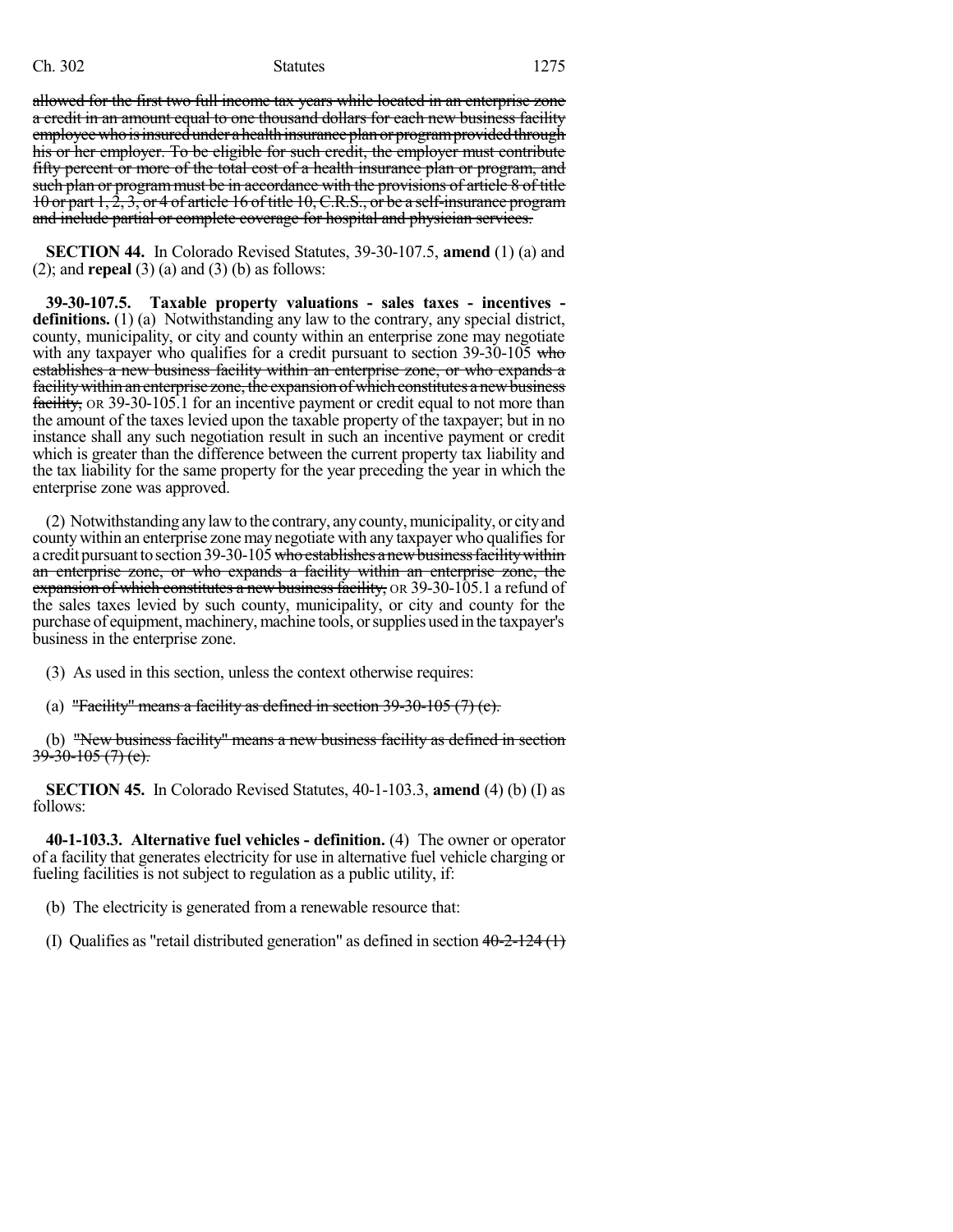~~allowed for the first two full income tax years while located in an enterprise zone a credit in an amount equal to one thousand dollars for each new business facility employee who is insured under a health insurance plan or program provided through his or her employer. To be eligible for such credit, the employer must contribute fifty percent or more of the total cost of a health insurance plan or program, and such plan or program must be in accordance with the provisions of article 8 of title 10 or part 1, 2, 3, or 4 of article 16 of title 10, C.R.S., or be a self-insurance program and include partial or complete coverage for hospital and physician services.~~

**SECTION 44.** In Colorado Revised Statutes, 39-30-107.5, **amend** (1) (a) and (2); and **repeal** (3) (a) and (3) (b) as follows:

**39-30-107.5. Taxable property valuations - sales taxes - incentives - definitions.** (1) (a) Notwithstanding any law to the contrary, any special district, county, municipality, or city and county within an enterprise zone may negotiate with any taxpayer who qualifies for a credit pursuant to section 39-30-105 ~~who establishes a new business facility within an enterprise zone, or who expands a facility within an enterprise zone, the expansion of which constitutes a new business facility,~~ OR 39-30-105.1 for an incentive payment or credit equal to not more than the amount of the taxes levied upon the taxable property of the taxpayer; but in no instance shall any such negotiation result in such an incentive payment or credit which is greater than the difference between the current property tax liability and the tax liability for the same property for the year preceding the year in which the enterprise zone was approved.

(2) Notwithstanding any law to the contrary, any county, municipality, or city and county within an enterprise zone may negotiate with any taxpayer who qualifies for a credit pursuant to section 39-30-105 ~~who establishes a new business facility within an enterprise zone, or who expands a facility within an enterprise zone, the expansion of which constitutes a new business facility,~~ OR 39-30-105.1 a refund of the sales taxes levied by such county, municipality, or city and county for the purchase of equipment, machinery, machine tools, or supplies used in the taxpayer's business in the enterprise zone.

(3) As used in this section, unless the context otherwise requires:

(a) ~~"Facility" means a facility as defined in section 39-30-105 (7) (c).~~

(b) ~~"New business facility" means a new business facility as defined in section 39-30-105 (7) (e).~~

**SECTION 45.** In Colorado Revised Statutes, 40-1-103.3, **amend** (4) (b) (I) as follows:

**40-1-103.3. Alternative fuel vehicles - definition.** (4) The owner or operator of a facility that generates electricity for use in alternative fuel vehicle charging or fueling facilities is not subject to regulation as a public utility, if:

(b) The electricity is generated from a renewable resource that:

(I) Qualifies as "retail distributed generation" as defined in section ~~40-2-124 (1)~~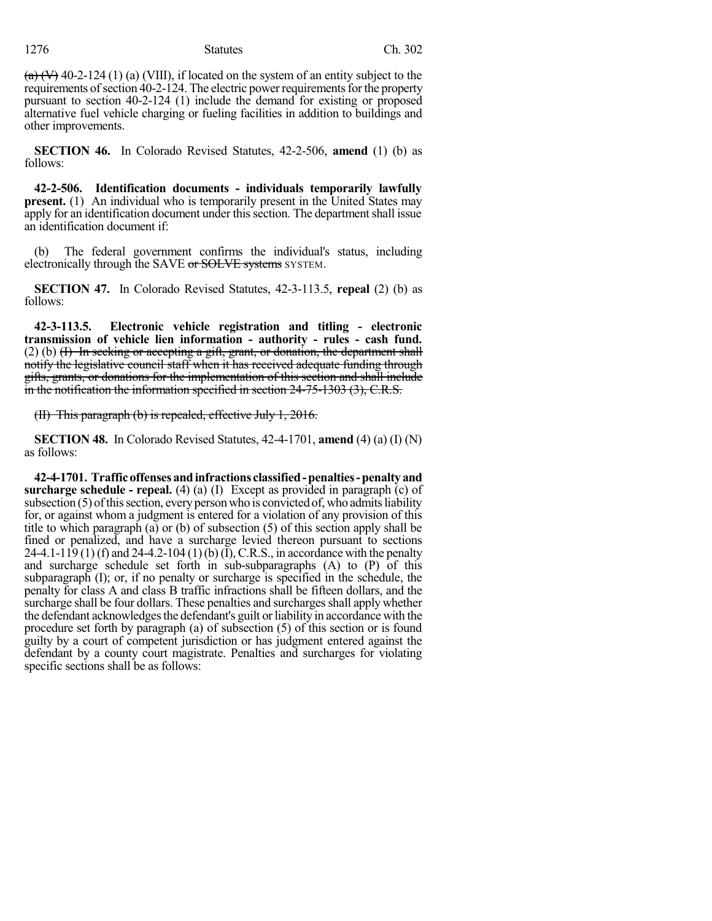(a) (V) 40-2-124 (1) (a) (VIII), if located on the system of an entity subject to the requirements of section 40-2-124. The electric power requirements for the property pursuant to section 40-2-124 (1) include the demand for existing or proposed alternative fuel vehicle charging or fueling facilities in addition to buildings and other improvements.

**SECTION 46.** In Colorado Revised Statutes, 42-2-506, **amend** (1) (b) as follows:

**42-2-506. Identification documents - individuals temporarily lawfully present.** (1) An individual who is temporarily present in the United States may apply for an identification document under this section. The department shall issue an identification document if:

(b) The federal government confirms the individual's status, including electronically through the SAVE ~~or SOLVE systems~~ SYSTEM.

**SECTION 47.** In Colorado Revised Statutes, 42-3-113.5, **repeal** (2) (b) as follows:

**42-3-113.5. Electronic vehicle registration and titling - electronic transmission of vehicle lien information - authority - rules - cash fund.** (2) (b) ~~(I) In seeking or accepting a gift, grant, or donation, the department shall notify the legislative council staff when it has received adequate funding through gifts, grants, or donations for the implementation of this section and shall include in the notification the information specified in section 24-75-1303 (3), C.R.S.~~

~~(II) This paragraph (b) is repealed, effective July 1, 2016.~~

**SECTION 48.** In Colorado Revised Statutes, 42-4-1701, **amend** (4) (a) (I) (N) as follows:

**42-4-1701. Traffic offenses and infractions classified - penalties - penalty and surcharge schedule - repeal.** (4) (a) (I) Except as provided in paragraph (c) of subsection (5) of this section, every person who is convicted of, who admits liability for, or against whom a judgment is entered for a violation of any provision of this title to which paragraph (a) or (b) of subsection (5) of this section apply shall be fined or penalized, and have a surcharge levied thereon pursuant to sections 24-4.1-119 (1) (f) and 24-4.2-104 (1) (b) (I), C.R.S., in accordance with the penalty and surcharge schedule set forth in sub-subparagraphs (A) to (P) of this subparagraph (I); or, if no penalty or surcharge is specified in the schedule, the penalty for class A and class B traffic infractions shall be fifteen dollars, and the surcharge shall be four dollars. These penalties and surcharges shall apply whether the defendant acknowledges the defendant's guilt or liability in accordance with the procedure set forth by paragraph (a) of subsection (5) of this section or is found guilty by a court of competent jurisdiction or has judgment entered against the defendant by a county court magistrate. Penalties and surcharges for violating specific sections shall be as follows: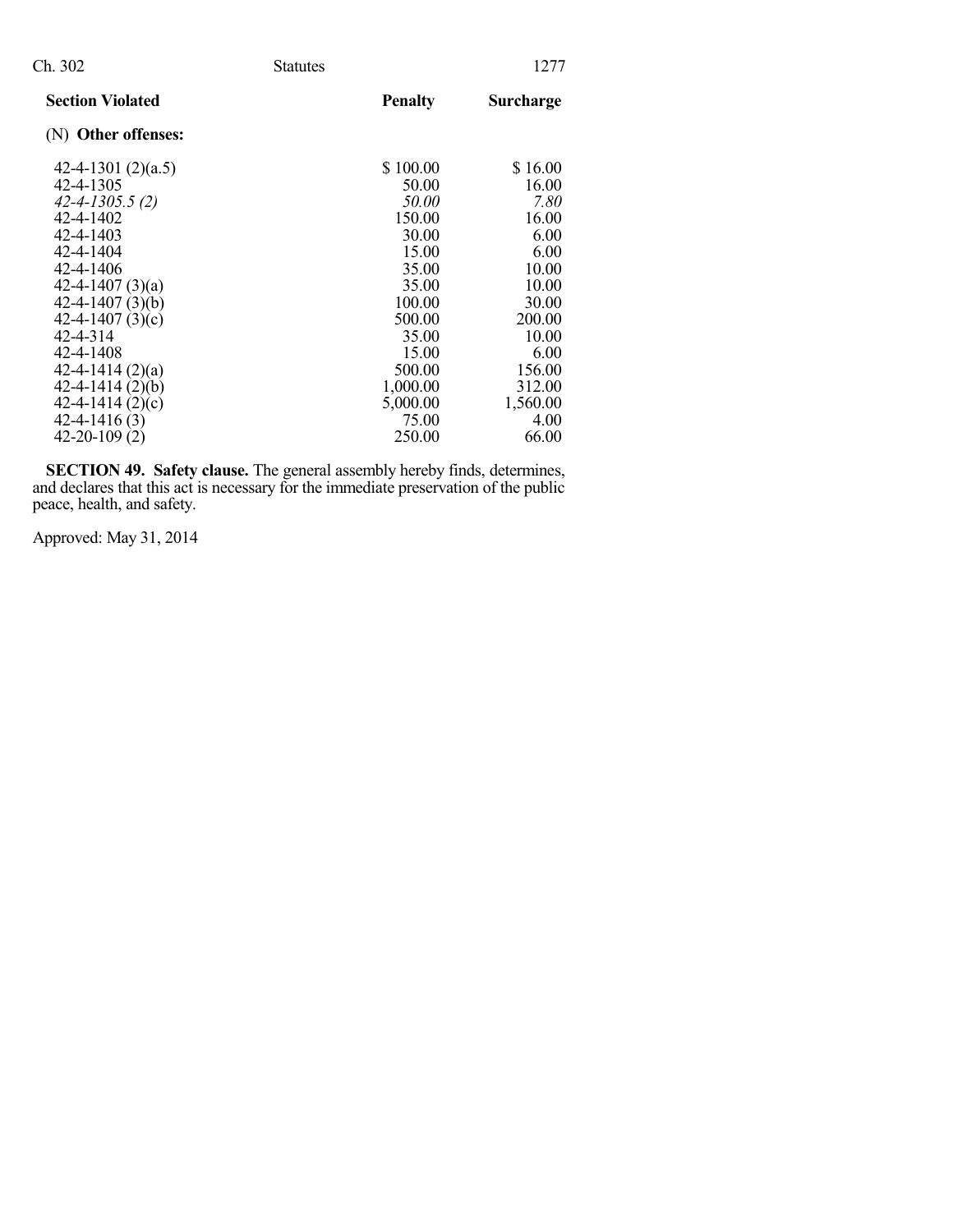| Section Violated | Penalty | Surcharge |
|---|---|---|
| (N) **Other offenses:** | | |
| 42-4-1301 (2)(a.5) | $ 100.00 | $ 16.00 |
| 42-4-1305 | 50.00 | 16.00 |
| *42-4-1305.5 (2)* | *50.00* | *7.80* |
| 42-4-1402 | 150.00 | 16.00 |
| 42-4-1403 | 30.00 | 6.00 |
| 42-4-1404 | 15.00 | 6.00 |
| 42-4-1406 | 35.00 | 10.00 |
| 42-4-1407 (3)(a) | 35.00 | 10.00 |
| 42-4-1407 (3)(b) | 100.00 | 30.00 |
| 42-4-1407 (3)(c) | 500.00 | 200.00 |
| 42-4-314 | 35.00 | 10.00 |
| 42-4-1408 | 15.00 | 6.00 |
| 42-4-1414 (2)(a) | 500.00 | 156.00 |
| 42-4-1414 (2)(b) | 1,000.00 | 312.00 |
| 42-4-1414 (2)(c) | 5,000.00 | 1,560.00 |
| 42-4-1416 (3) | 75.00 | 4.00 |
| 42-20-109 (2) | 250.00 | 66.00 |

**SECTION 49. Safety clause.** The general assembly hereby finds, determines, and declares that this act is necessary for the immediate preservation of the public peace, health, and safety.

Approved: May 31, 2014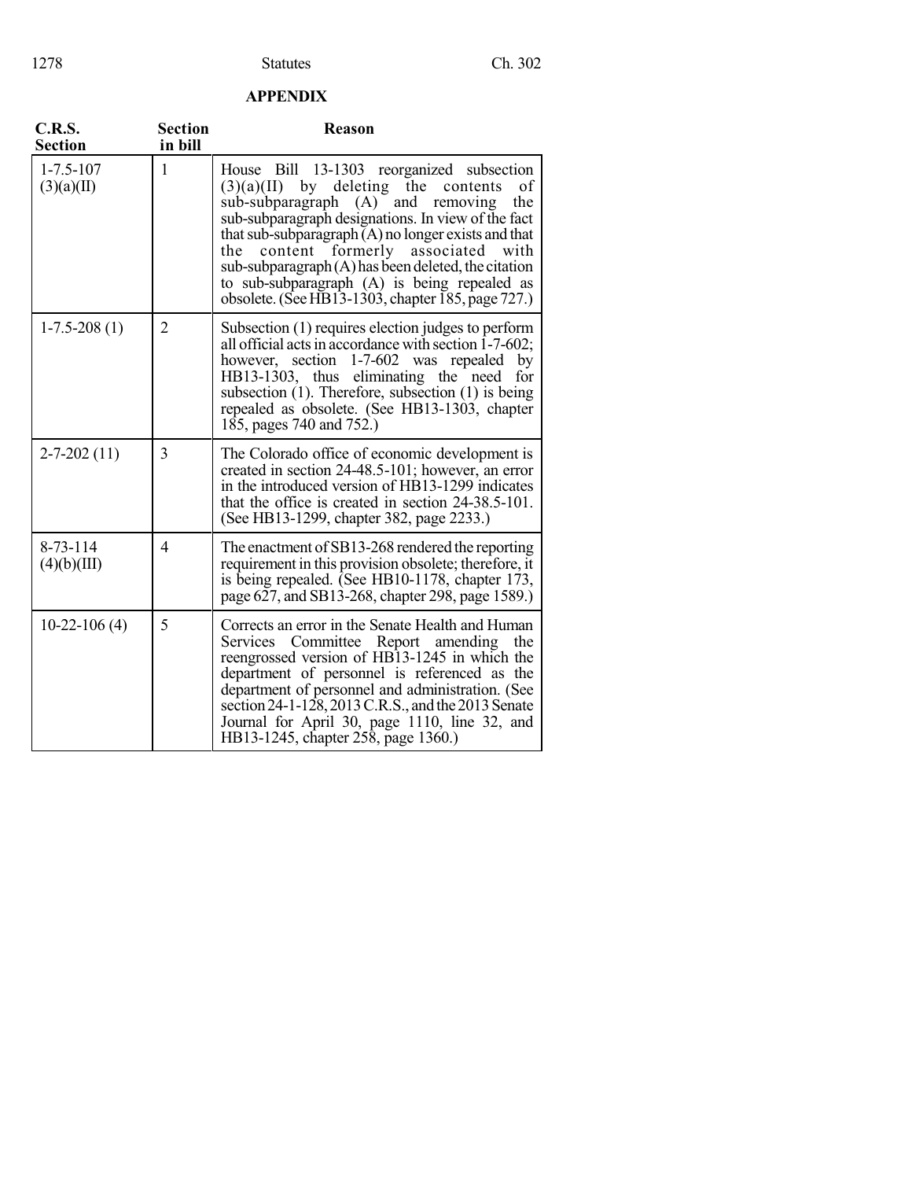## APPENDIX

| C.R.S. Section | Section in bill | Reason |
|---|---|---|
| 1-7.5-107 (3)(a)(II) | 1 | House Bill 13-1303 reorganized subsection (3)(a)(II) by deleting the contents of sub-subparagraph (A) and removing the sub-subparagraph designations. In view of the fact that sub-subparagraph (A) no longer exists and that the content formerly associated with sub-subparagraph (A) has been deleted, the citation to sub-subparagraph (A) is being repealed as obsolete. (See HB13-1303, chapter 185, page 727.) |
| 1-7.5-208 (1) | 2 | Subsection (1) requires election judges to perform all official acts in accordance with section 1-7-602; however, section 1-7-602 was repealed by HB13-1303, thus eliminating the need for subsection (1). Therefore, subsection (1) is being repealed as obsolete. (See HB13-1303, chapter 185, pages 740 and 752.) |
| 2-7-202 (11) | 3 | The Colorado office of economic development is created in section 24-48.5-101; however, an error in the introduced version of HB13-1299 indicates that the office is created in section 24-38.5-101. (See HB13-1299, chapter 382, page 2233.) |
| 8-73-114 (4)(b)(III) | 4 | The enactment of SB13-268 rendered the reporting requirement in this provision obsolete; therefore, it is being repealed. (See HB10-1178, chapter 173, page 627, and SB13-268, chapter 298, page 1589.) |
| 10-22-106 (4) | 5 | Corrects an error in the Senate Health and Human Services Committee Report amending the reengrossed version of HB13-1245 in which the department of personnel is referenced as the department of personnel and administration. (See section 24-1-128, 2013 C.R.S., and the 2013 Senate Journal for April 30, page 1110, line 32, and HB13-1245, chapter 258, page 1360.) |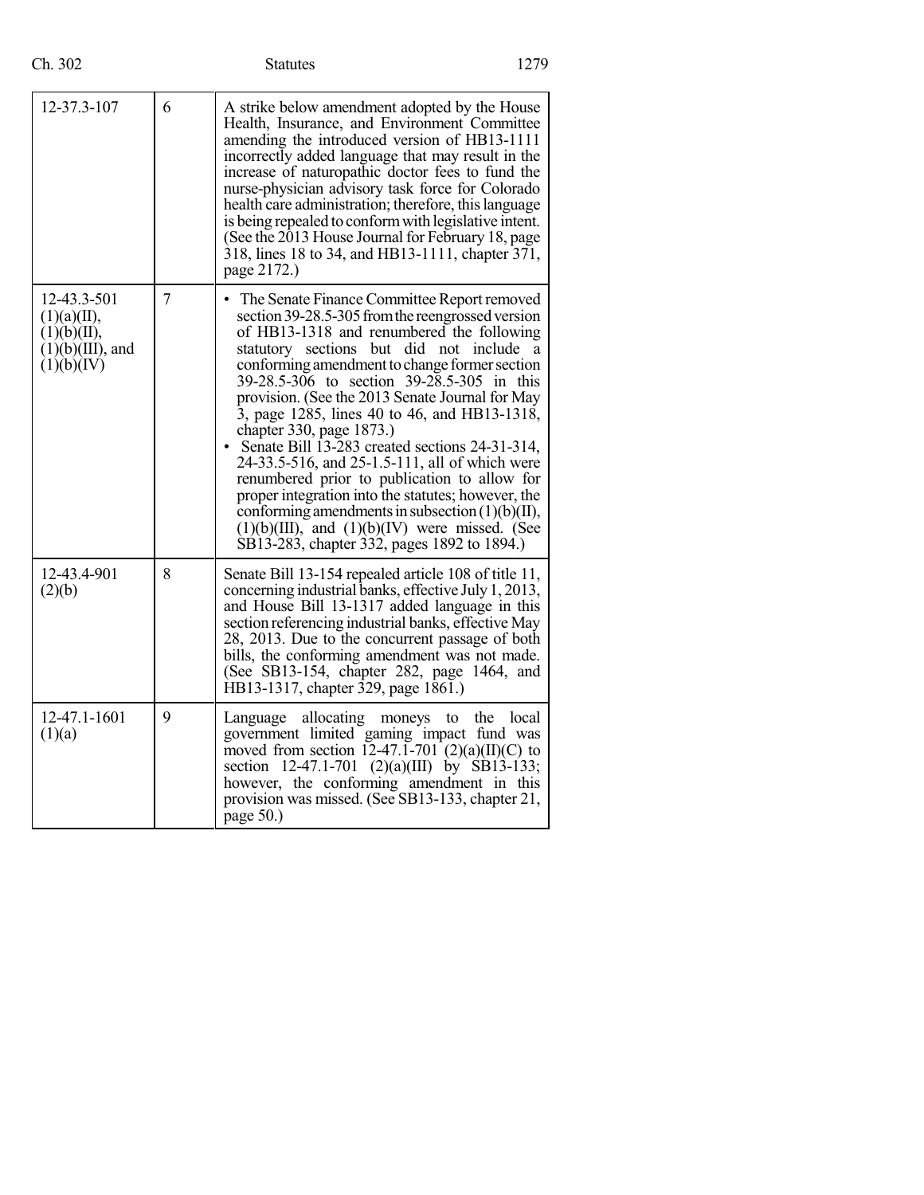| | | |
|---|---|---|
| 12-37.3-107 | 6 | A strike below amendment adopted by the House Health, Insurance, and Environment Committee amending the introduced version of HB13-1111 incorrectly added language that may result in the increase of naturopathic doctor fees to fund the nurse-physician advisory task force for Colorado health care administration; therefore, this language is being repealed to conform with legislative intent. (See the 2013 House Journal for February 18, page 318, lines 18 to 34, and HB13-1111, chapter 371, page 2172.) |
| 12-43.3-501 (1)(a)(II), (1)(b)(II), (1)(b)(III), and (1)(b)(IV) | 7 | • The Senate Finance Committee Report removed section 39-28.5-305 from the reengrossed version of HB13-1318 and renumbered the following statutory sections but did not include a conforming amendment to change former section 39-28.5-306 to section 39-28.5-305 in this provision. (See the 2013 Senate Journal for May 3, page 1285, lines 40 to 46, and HB13-1318, chapter 330, page 1873.)<br>• Senate Bill 13-283 created sections 24-31-314, 24-33.5-516, and 25-1.5-111, all of which were renumbered prior to publication to allow for proper integration into the statutes; however, the conforming amendments in subsection (1)(b)(II), (1)(b)(III), and (1)(b)(IV) were missed. (See SB13-283, chapter 332, pages 1892 to 1894.) |
| 12-43.4-901 (2)(b) | 8 | Senate Bill 13-154 repealed article 108 of title 11, concerning industrial banks, effective July 1, 2013, and House Bill 13-1317 added language in this section referencing industrial banks, effective May 28, 2013. Due to the concurrent passage of both bills, the conforming amendment was not made. (See SB13-154, chapter 282, page 1464, and HB13-1317, chapter 329, page 1861.) |
| 12-47.1-1601 (1)(a) | 9 | Language allocating moneys to the local government limited gaming impact fund was moved from section 12-47.1-701 (2)(a)(II)(C) to section 12-47.1-701 (2)(a)(III) by SB13-133; however, the conforming amendment in this provision was missed. (See SB13-133, chapter 21, page 50.) |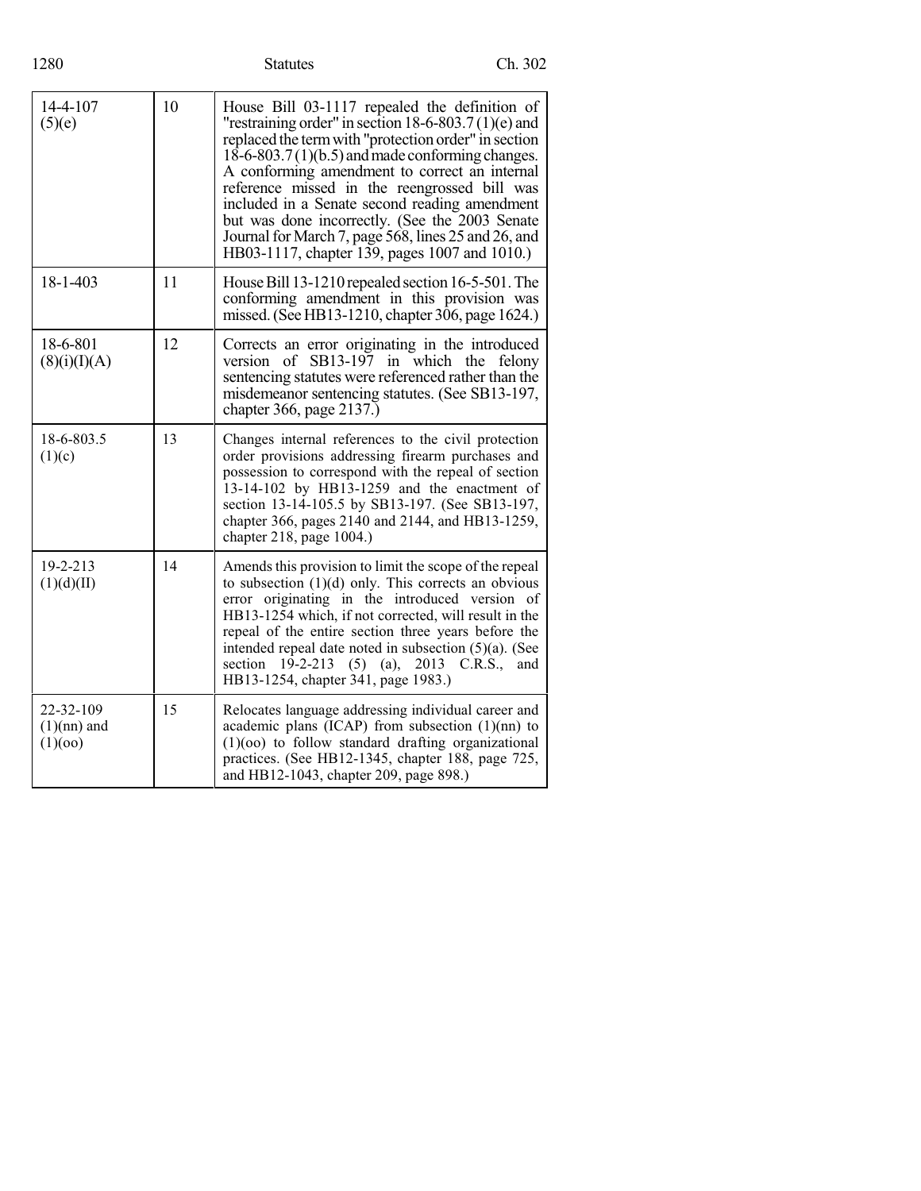| | | |
|---|---|---|
| 14-4-107 (5)(e) | 10 | House Bill 03-1117 repealed the definition of "restraining order" in section 18-6-803.7 (1)(e) and replaced the term with "protection order" in section 18-6-803.7 (1)(b.5) and made conforming changes. A conforming amendment to correct an internal reference missed in the reengrossed bill was included in a Senate second reading amendment but was done incorrectly. (See the 2003 Senate Journal for March 7, page 568, lines 25 and 26, and HB03-1117, chapter 139, pages 1007 and 1010.) |
| 18-1-403 | 11 | House Bill 13-1210 repealed section 16-5-501. The conforming amendment in this provision was missed. (See HB13-1210, chapter 306, page 1624.) |
| 18-6-801 (8)(i)(I)(A) | 12 | Corrects an error originating in the introduced version of SB13-197 in which the felony sentencing statutes were referenced rather than the misdemeanor sentencing statutes. (See SB13-197, chapter 366, page 2137.) |
| 18-6-803.5 (1)(c) | 13 | Changes internal references to the civil protection order provisions addressing firearm purchases and possession to correspond with the repeal of section 13-14-102 by HB13-1259 and the enactment of section 13-14-105.5 by SB13-197. (See SB13-197, chapter 366, pages 2140 and 2144, and HB13-1259, chapter 218, page 1004.) |
| 19-2-213 (1)(d)(II) | 14 | Amends this provision to limit the scope of the repeal to subsection (1)(d) only. This corrects an obvious error originating in the introduced version of HB13-1254 which, if not corrected, will result in the repeal of the entire section three years before the intended repeal date noted in subsection (5)(a). (See section 19-2-213 (5) (a), 2013 C.R.S., and HB13-1254, chapter 341, page 1983.) |
| 22-32-109 (1)(nn) and (1)(oo) | 15 | Relocates language addressing individual career and academic plans (ICAP) from subsection (1)(nn) to (1)(oo) to follow standard drafting organizational practices. (See HB12-1345, chapter 188, page 725, and HB12-1043, chapter 209, page 898.) |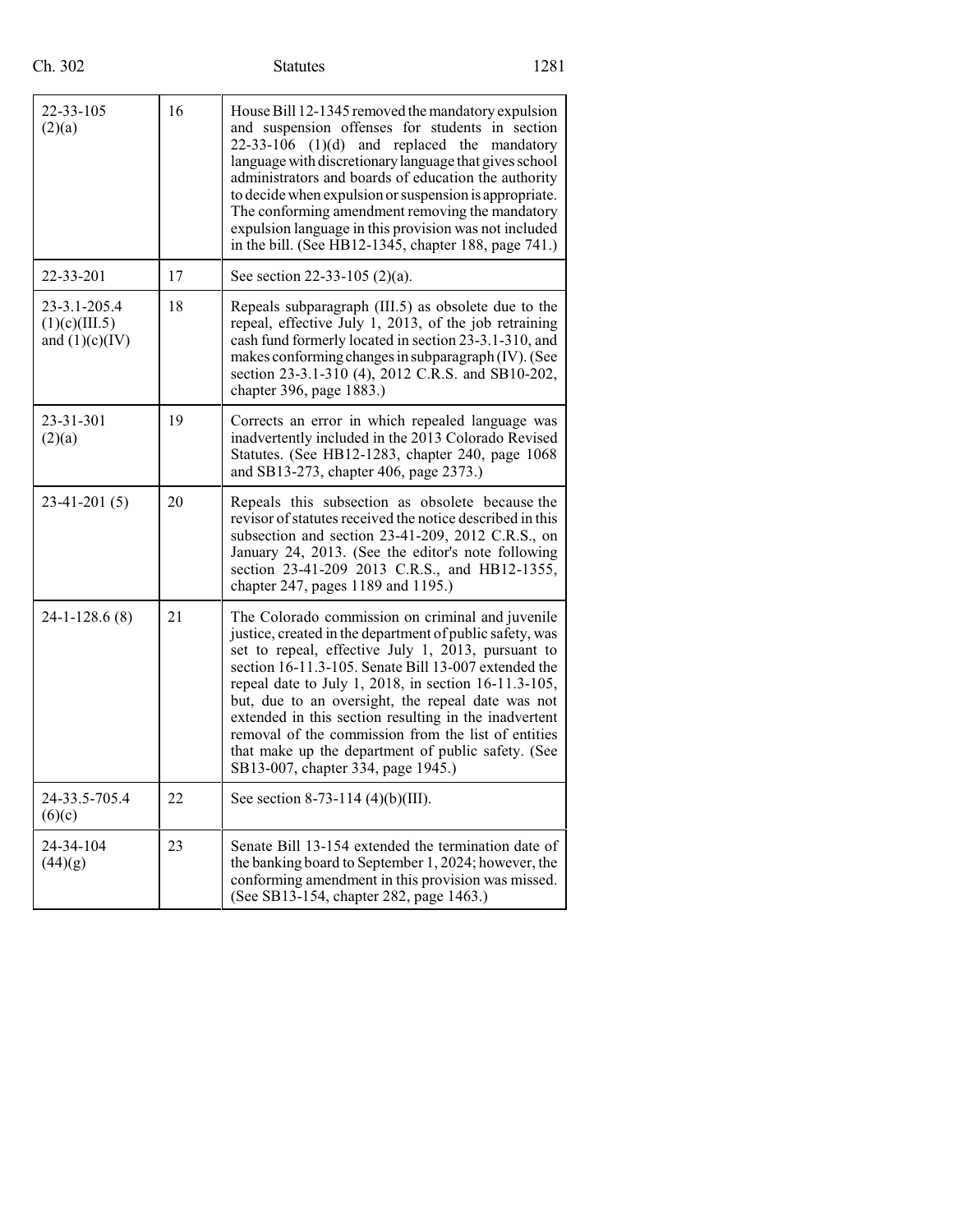| | | |
|---|---|---|
| 22-33-105 (2)(a) | 16 | House Bill 12-1345 removed the mandatory expulsion and suspension offenses for students in section 22-33-106 (1)(d) and replaced the mandatory language with discretionary language that gives school administrators and boards of education the authority to decide when expulsion or suspension is appropriate. The conforming amendment removing the mandatory expulsion language in this provision was not included in the bill. (See HB12-1345, chapter 188, page 741.) |
| 22-33-201 | 17 | See section 22-33-105 (2)(a). |
| 23-3.1-205.4 (1)(c)(III.5) and (1)(c)(IV) | 18 | Repeals subparagraph (III.5) as obsolete due to the repeal, effective July 1, 2013, of the job retraining cash fund formerly located in section 23-3.1-310, and makes conforming changes in subparagraph (IV). (See section 23-3.1-310 (4), 2012 C.R.S. and SB10-202, chapter 396, page 1883.) |
| 23-31-301 (2)(a) | 19 | Corrects an error in which repealed language was inadvertently included in the 2013 Colorado Revised Statutes. (See HB12-1283, chapter 240, page 1068 and SB13-273, chapter 406, page 2373.) |
| 23-41-201 (5) | 20 | Repeals this subsection as obsolete because the revisor of statutes received the notice described in this subsection and section 23-41-209, 2012 C.R.S., on January 24, 2013. (See the editor's note following section 23-41-209 2013 C.R.S., and HB12-1355, chapter 247, pages 1189 and 1195.) |
| 24-1-128.6 (8) | 21 | The Colorado commission on criminal and juvenile justice, created in the department of public safety, was set to repeal, effective July 1, 2013, pursuant to section 16-11.3-105. Senate Bill 13-007 extended the repeal date to July 1, 2018, in section 16-11.3-105, but, due to an oversight, the repeal date was not extended in this section resulting in the inadvertent removal of the commission from the list of entities that make up the department of public safety. (See SB13-007, chapter 334, page 1945.) |
| 24-33.5-705.4 (6)(c) | 22 | See section 8-73-114 (4)(b)(III). |
| 24-34-104 (44)(g) | 23 | Senate Bill 13-154 extended the termination date of the banking board to September 1, 2024; however, the conforming amendment in this provision was missed. (See SB13-154, chapter 282, page 1463.) |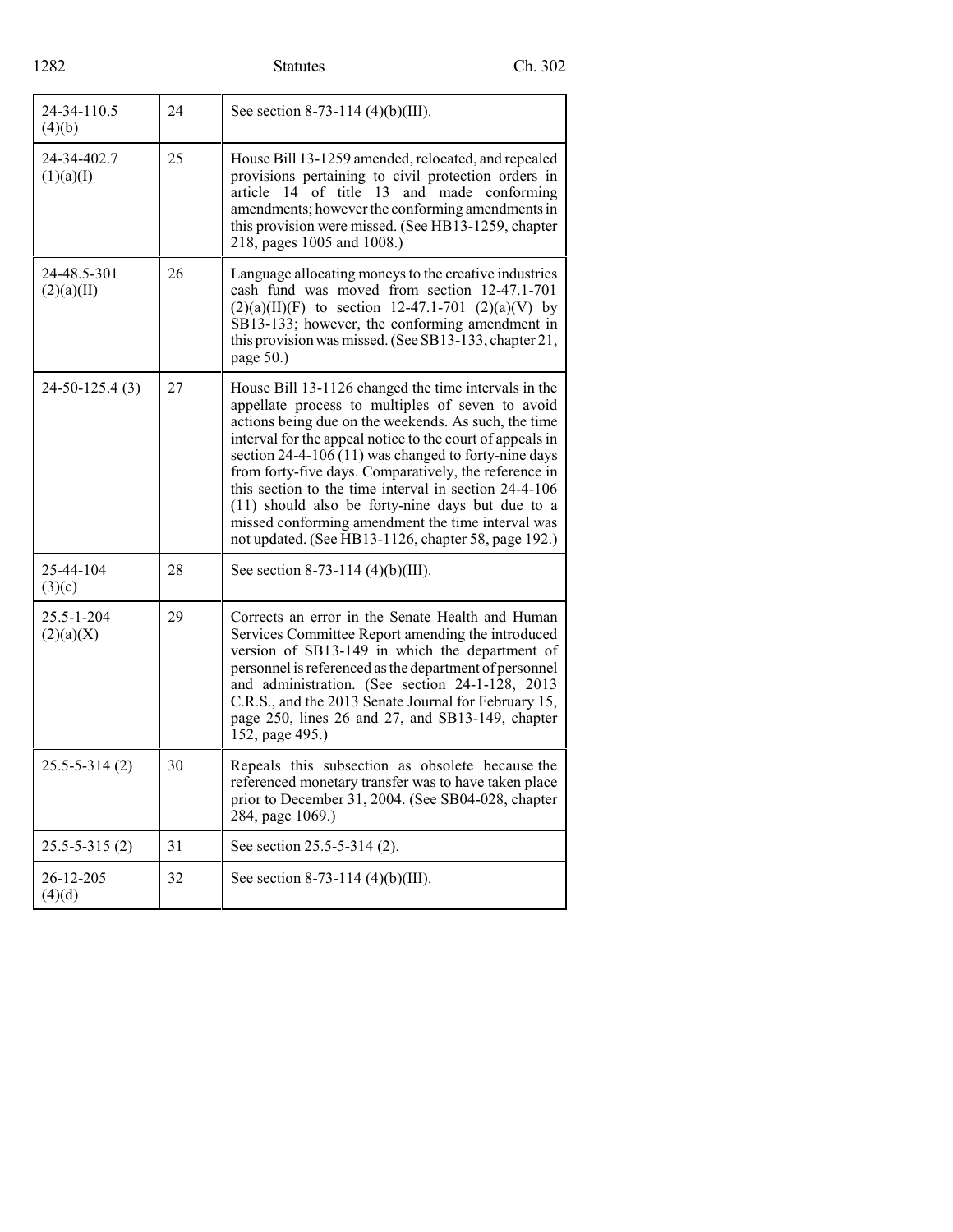| | | |
|---|---|---|
| 24-34-110.5 (4)(b) | 24 | See section 8-73-114 (4)(b)(III). |
| 24-34-402.7 (1)(a)(I) | 25 | House Bill 13-1259 amended, relocated, and repealed provisions pertaining to civil protection orders in article 14 of title 13 and made conforming amendments; however the conforming amendments in this provision were missed. (See HB13-1259, chapter 218, pages 1005 and 1008.) |
| 24-48.5-301 (2)(a)(II) | 26 | Language allocating moneys to the creative industries cash fund was moved from section 12-47.1-701 (2)(a)(II)(F) to section 12-47.1-701 (2)(a)(V) by SB13-133; however, the conforming amendment in this provision was missed. (See SB13-133, chapter 21, page 50.) |
| 24-50-125.4 (3) | 27 | House Bill 13-1126 changed the time intervals in the appellate process to multiples of seven to avoid actions being due on the weekends. As such, the time interval for the appeal notice to the court of appeals in section 24-4-106 (11) was changed to forty-nine days from forty-five days. Comparatively, the reference in this section to the time interval in section 24-4-106 (11) should also be forty-nine days but due to a missed conforming amendment the time interval was not updated. (See HB13-1126, chapter 58, page 192.) |
| 25-44-104 (3)(c) | 28 | See section 8-73-114 (4)(b)(III). |
| 25.5-1-204 (2)(a)(X) | 29 | Corrects an error in the Senate Health and Human Services Committee Report amending the introduced version of SB13-149 in which the department of personnel is referenced as the department of personnel and administration. (See section 24-1-128, 2013 C.R.S., and the 2013 Senate Journal for February 15, page 250, lines 26 and 27, and SB13-149, chapter 152, page 495.) |
| 25.5-5-314 (2) | 30 | Repeals this subsection as obsolete because the referenced monetary transfer was to have taken place prior to December 31, 2004. (See SB04-028, chapter 284, page 1069.) |
| 25.5-5-315 (2) | 31 | See section 25.5-5-314 (2). |
| 26-12-205 (4)(d) | 32 | See section 8-73-114 (4)(b)(III). |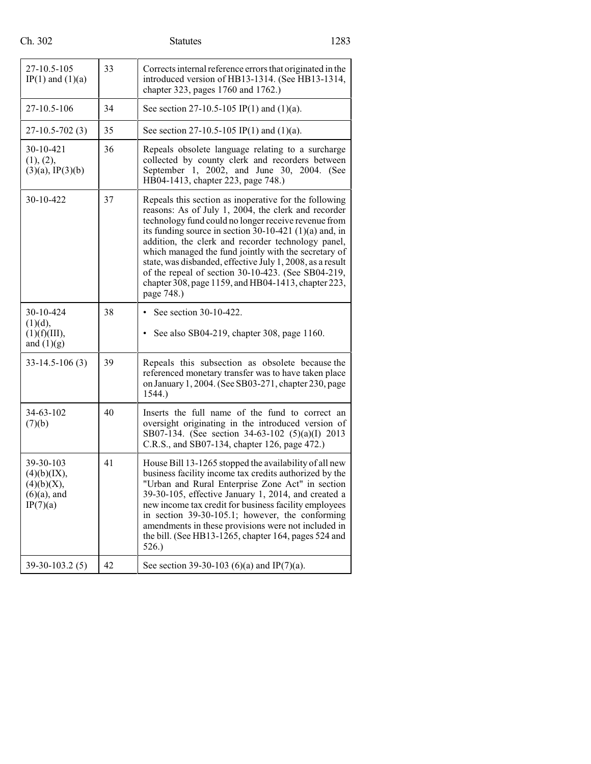| | | |
|---|---|---|
| 27-10.5-105 IP(1) and (1)(a) | 33 | Corrects internal reference errors that originated in the introduced version of HB13-1314. (See HB13-1314, chapter 323, pages 1760 and 1762.) |
| 27-10.5-106 | 34 | See section 27-10.5-105 IP(1) and (1)(a). |
| 27-10.5-702 (3) | 35 | See section 27-10.5-105 IP(1) and (1)(a). |
| 30-10-421 (1), (2), (3)(a), IP(3)(b) | 36 | Repeals obsolete language relating to a surcharge collected by county clerk and recorders between September 1, 2002, and June 30, 2004. (See HB04-1413, chapter 223, page 748.) |
| 30-10-422 | 37 | Repeals this section as inoperative for the following reasons: As of July 1, 2004, the clerk and recorder technology fund could no longer receive revenue from its funding source in section 30-10-421 (1)(a) and, in addition, the clerk and recorder technology panel, which managed the fund jointly with the secretary of state, was disbanded, effective July 1, 2008, as a result of the repeal of section 30-10-423. (See SB04-219, chapter 308, page 1159, and HB04-1413, chapter 223, page 748.) |
| 30-10-424 (1)(d), (1)(f)(III), and (1)(g) | 38 | • See section 30-10-422.<br>• See also SB04-219, chapter 308, page 1160. |
| 33-14.5-106 (3) | 39 | Repeals this subsection as obsolete because the referenced monetary transfer was to have taken place on January 1, 2004. (See SB03-271, chapter 230, page 1544.) |
| 34-63-102 (7)(b) | 40 | Inserts the full name of the fund to correct an oversight originating in the introduced version of SB07-134. (See section 34-63-102 (5)(a)(I) 2013 C.R.S., and SB07-134, chapter 126, page 472.) |
| 39-30-103 (4)(b)(IX), (4)(b)(X), (6)(a), and IP(7)(a) | 41 | House Bill 13-1265 stopped the availability of all new business facility income tax credits authorized by the "Urban and Rural Enterprise Zone Act" in section 39-30-105, effective January 1, 2014, and created a new income tax credit for business facility employees in section 39-30-105.1; however, the conforming amendments in these provisions were not included in the bill. (See HB13-1265, chapter 164, pages 524 and 526.) |
| 39-30-103.2 (5) | 42 | See section 39-30-103 (6)(a) and IP(7)(a). |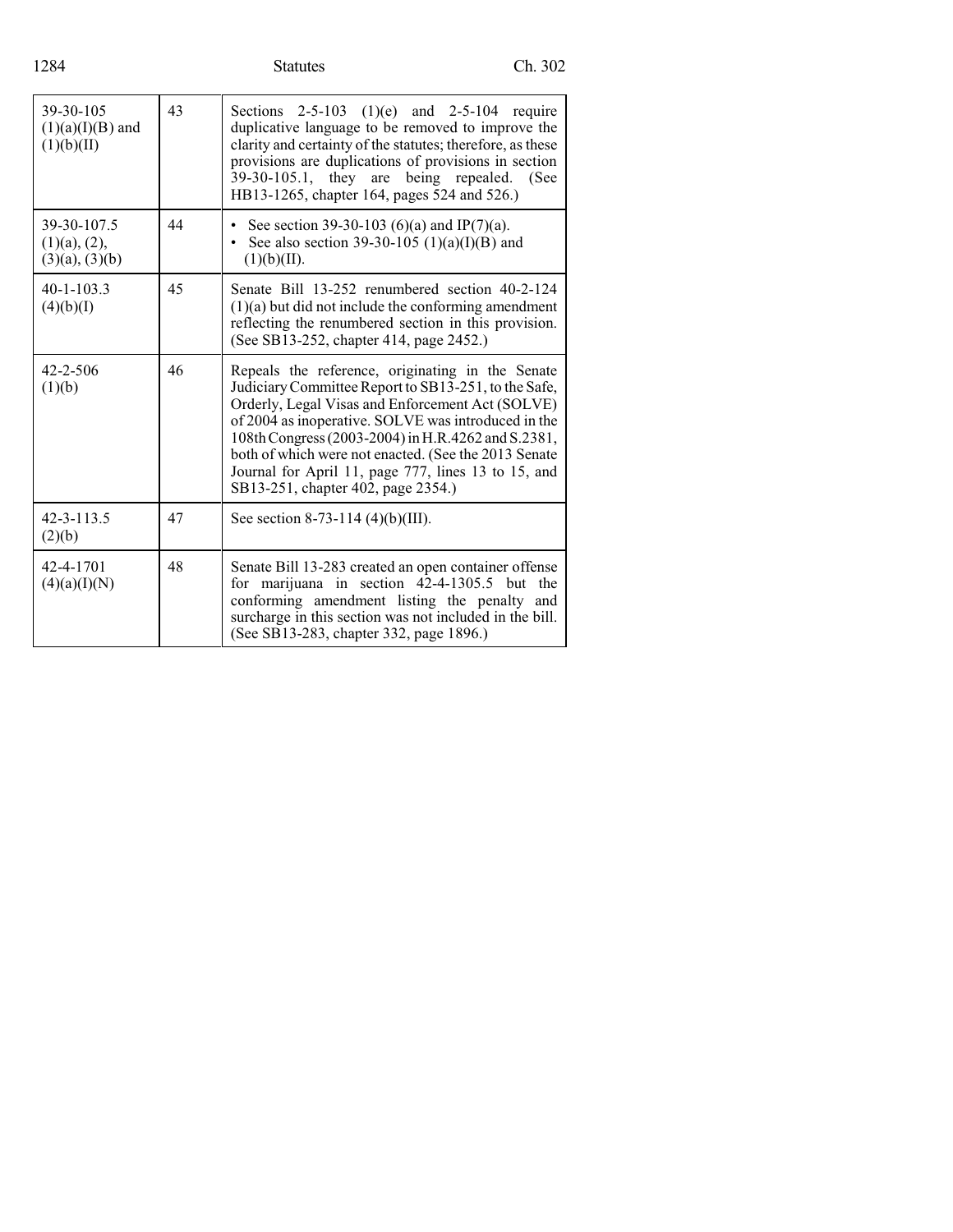| | | |
|---|---|---|
| 39-30-105 (1)(a)(I)(B) and (1)(b)(II) | 43 | Sections 2-5-103 (1)(e) and 2-5-104 require duplicative language to be removed to improve the clarity and certainty of the statutes; therefore, as these provisions are duplications of provisions in section 39-30-105.1, they are being repealed. (See HB13-1265, chapter 164, pages 524 and 526.) |
| 39-30-107.5 (1)(a), (2), (3)(a), (3)(b) | 44 | • See section 39-30-103 (6)(a) and IP(7)(a).<br>• See also section 39-30-105 (1)(a)(I)(B) and (1)(b)(II). |
| 40-1-103.3 (4)(b)(I) | 45 | Senate Bill 13-252 renumbered section 40-2-124 (1)(a) but did not include the conforming amendment reflecting the renumbered section in this provision. (See SB13-252, chapter 414, page 2452.) |
| 42-2-506 (1)(b) | 46 | Repeals the reference, originating in the Senate Judiciary Committee Report to SB13-251, to the Safe, Orderly, Legal Visas and Enforcement Act (SOLVE) of 2004 as inoperative. SOLVE was introduced in the 108th Congress (2003-2004) in H.R.4262 and S.2381, both of which were not enacted. (See the 2013 Senate Journal for April 11, page 777, lines 13 to 15, and SB13-251, chapter 402, page 2354.) |
| 42-3-113.5 (2)(b) | 47 | See section 8-73-114 (4)(b)(III). |
| 42-4-1701 (4)(a)(I)(N) | 48 | Senate Bill 13-283 created an open container offense for marijuana in section 42-4-1305.5 but the conforming amendment listing the penalty and surcharge in this section was not included in the bill. (See SB13-283, chapter 332, page 1896.) |